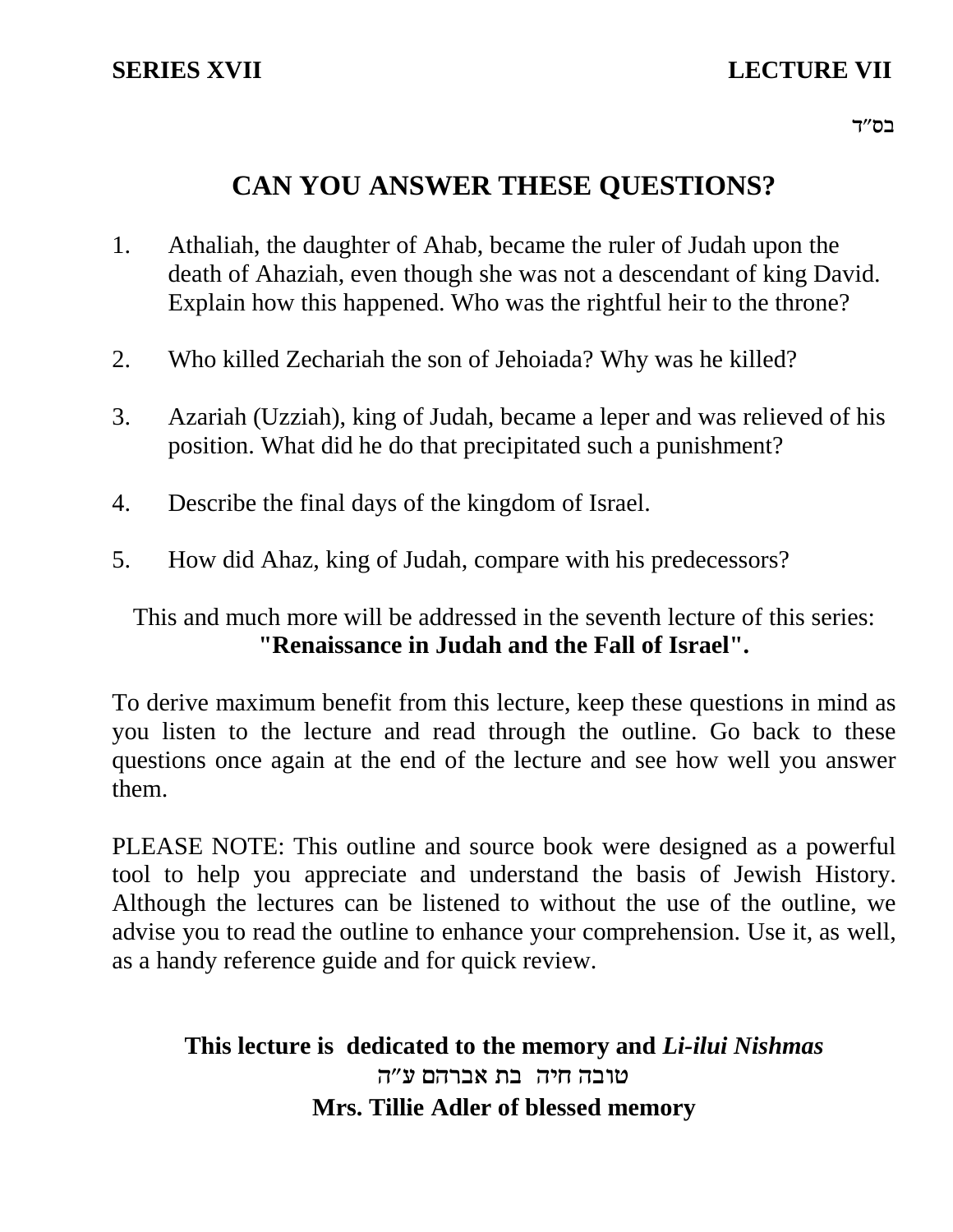**SERIES XVII** **LECTURE VII**

בס״ד

# CAN YOU ANSWER THESE QUESTIONS?

1. Athaliah, the daughter of Ahab, became the ruler of Judah upon the death of Ahaziah, even though she was not a descendant of king David. Explain how this happened. Who was the rightful heir to the throne?

2. Who killed Zechariah the son of Jehoiada? Why was he killed?

3. Azariah (Uzziah), king of Judah, became a leper and was relieved of his position. What did he do that precipitated such a punishment?

4. Describe the final days of the kingdom of Israel.

5. How did Ahaz, king of Judah, compare with his predecessors?

This and much more will be addressed in the seventh lecture of this series:
**"Renaissance in Judah and the Fall of Israel".**

To derive maximum benefit from this lecture, keep these questions in mind as you listen to the lecture and read through the outline. Go back to these questions once again at the end of the lecture and see how well you answer them.

PLEASE NOTE: This outline and source book were designed as a powerful tool to help you appreciate and understand the basis of Jewish History. Although the lectures can be listened to without the use of the outline, we advise you to read the outline to enhance your comprehension. Use it, as well, as a handy reference guide and for quick review.

**This lecture is dedicated to the memory and *Li-ilui Nishmas***
**טובה חיה בת אברהם ע״ה**
**Mrs. Tillie Adler of blessed memory**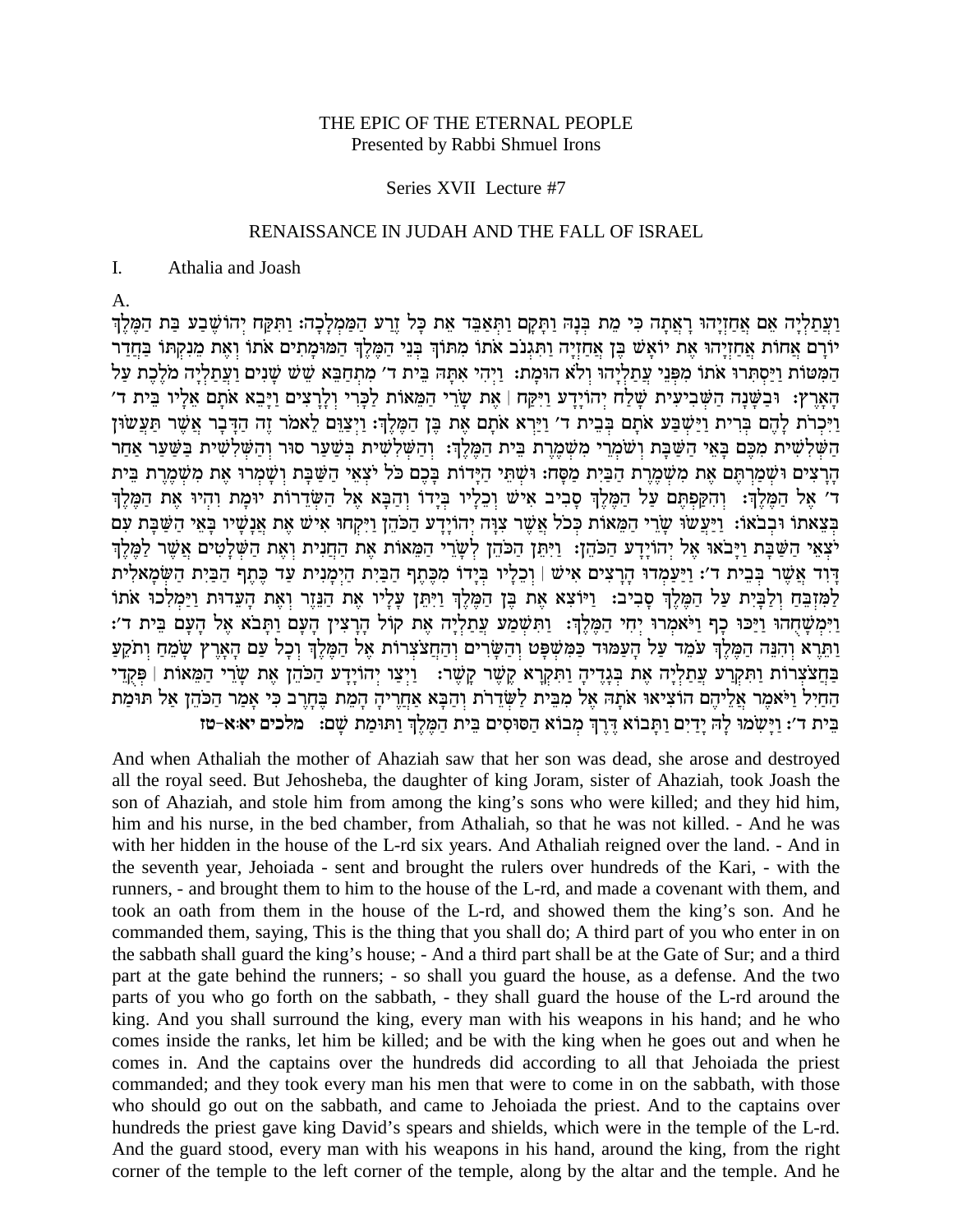THE EPIC OF THE ETERNAL PEOPLE
Presented by Rabbi Shmuel Irons

Series XVII Lecture #7

RENAISSANCE IN JUDAH AND THE FALL OF ISRAEL

I. Athalia and Joash

A.

וַעֲתַלְיָה אֵם אֲחַזְיָהוּ רָאֲתָה כִּי מֵת בְּנָהּ וַתָּקָם וַתְּאַבֵּד אֵת כָּל זֶרַע הַמַּמְלָכָה: וַתִּקַּח יְהוֹשֶׁבַע בַּת הַמֶּלֶךְ יוֹרָם אֲחוֹת אֲחַזְיָהוּ אֶת יוֹאָשׁ בֶּן אֲחַזְיָה וַתִּגְנֹב אֹתוֹ מִתּוֹךְ בְּנֵי הַמֶּלֶךְ הַמּוּמָתִים אֹתוֹ וְאֶת מֵינִקְתּוֹ בַּחֲדַר הַמִּטּוֹת וַיַּסְתִּרוּ אֹתוֹ מִפְּנֵי עֲתַלְיָהוּ וְלֹא הוּמָת: וַיְהִי אִתָּהּ בֵּית ד' מִתְחַבֵּא שֵׁשׁ שָׁנִים וַעֲתַלְיָה מֹלֶכֶת עַל הָאָרֶץ: וּבַשָּׁנָה הַשְּׁבִיעִית שָׁלַח יְהוֹיָדָע וַיִּקַּח | אֶת שָׂרֵי הַמֵּאוֹת לַכָּרִי וְלָרָצִים וַיָּבֵא אֹתָם אֵלָיו בֵּית ד' וַיִּכְרֹת לָהֶם בְּרִית וַיַּשְׁבַּע אֹתָם בְּבֵית ד' וַיַּרְא אֹתָם אֶת בֶּן הַמֶּלֶךְ: וַיְצַוֵּם לֵאמֹר זֶה הַדָּבָר אֲשֶׁר תַּעֲשׂוּן הַשְּׁלִשִׁית מִכֶּם בָּאֵי הַשַּׁבָּת וְשֹׁמְרֵי מִשְׁמֶרֶת בֵּית הַמֶּלֶךְ: וְהַשְּׁלִשִׁית בְּשַׁעַר סוּר וְהַשְּׁלִשִׁית בַּשַּׁעַר אַחַר הָרָצִים וּשְׁמַרְתֶּם אֶת מִשְׁמֶרֶת הַבַּיִת מַסָּח: וּשְׁתֵּי הַיָּדוֹת בָּכֶם כֹּל יֹצְאֵי הַשַּׁבָּת וְשָׁמְרוּ אֶת מִשְׁמֶרֶת בֵּית ד' אֶל הַמֶּלֶךְ: וְהִקַּפְתֶּם עַל הַמֶּלֶךְ סָבִיב אִישׁ וְכֵלָיו בְּיָדוֹ וְהַבָּא אֶל הַשְּׂדֵרוֹת יוּמָת וִהְיוּ אֶת הַמֶּלֶךְ בְּצֵאתוֹ וּבְבֹאוֹ: וַיַּעֲשׂוּ שָׂרֵי הַמֵּאוֹת כְּכֹל אֲשֶׁר צִוָּה יְהוֹיָדָע הַכֹּהֵן וַיִּקְחוּ אִישׁ אֶת אֲנָשָׁיו בָּאֵי הַשַּׁבָּת עִם יֹצְאֵי הַשַּׁבָּת וַיָּבֹאוּ אֶל יְהוֹיָדָע הַכֹּהֵן: וַיִּתֵּן הַכֹּהֵן לְשָׂרֵי הַמֵּאוֹת אֶת הַחֲנִית וְאֶת הַשְּׁלָטִים אֲשֶׁר לַמֶּלֶךְ דָּוִד אֲשֶׁר בְּבֵית ד': וַיַּעַמְדוּ הָרָצִים אִישׁ | וְכֵלָיו בְּיָדוֹ מִכֶּתֶף הַבַּיִת הַיְמָנִית עַד כֶּתֶף הַבַּיִת הַשְּׂמָאלִית לַמִּזְבֵּחַ וְלַבָּיִת עַל הַמֶּלֶךְ סָבִיב: וַיּוֹצִא אֶת בֶּן הַמֶּלֶךְ וַיִּתֵּן עָלָיו אֶת הַנֵּזֶר וְאֶת הָעֵדוּת וַיַּמְלִכוּ אֹתוֹ וַיִּמְשָׁחֻהוּ וַיַּכּוּ כָף וַיֹּאמְרוּ יְחִי הַמֶּלֶךְ: וַתִּשְׁמַע עֲתַלְיָה אֶת קוֹל הָרָצִין הָעָם וַתָּבֹא אֶל הָעָם בֵּית ד': וַתֵּרֶא וְהִנֵּה הַמֶּלֶךְ עֹמֵד עַל הָעַמּוּד כַּמִּשְׁפָּט וְהַשָּׂרִים וְהַחֲצֹצְרוֹת אֶל הַמֶּלֶךְ וְכָל עַם הָאָרֶץ שָׂמֵחַ וְתֹקֵעַ בַּחֲצֹצְרוֹת וַתִּקְרַע עֲתַלְיָה אֶת בְּגָדֶיהָ וַתִּקְרָא קֶשֶׁר קָשֶׁר: וַיְצַו יְהוֹיָדָע הַכֹּהֵן אֶת שָׂרֵי הַמֵּאוֹת | פְּקֻדֵי הַחַיִל וַיֹּאמֶר אֲלֵיהֶם הוֹצִיאוּ אֹתָהּ אֶל מִבֵּית לַשְּׂדֵרֹת וְהַבָּא אַחֲרֶיהָ הָמֵת בֶּחָרֶב כִּי אָמַר הַכֹּהֵן אַל תּוּמַת בֵּית ד': וַיָּשִׂמוּ לָהּ יָדַיִם וַתָּבוֹא דֶּרֶךְ מְבוֹא הַסּוּסִים בֵּית הַמֶּלֶךְ וַתּוּמַת שָׁם: מלכים יא:א-טז

And when Athaliah the mother of Ahaziah saw that her son was dead, she arose and destroyed all the royal seed. But Jehosheba, the daughter of king Joram, sister of Ahaziah, took Joash the son of Ahaziah, and stole him from among the king's sons who were killed; and they hid him, him and his nurse, in the bed chamber, from Athaliah, so that he was not killed. - And he was with her hidden in the house of the L-rd six years. And Athaliah reigned over the land. - And in the seventh year, Jehoiada - sent and brought the rulers over hundreds of the Kari, - with the runners, - and brought them to him to the house of the L-rd, and made a covenant with them, and took an oath from them in the house of the L-rd, and showed them the king's son. And he commanded them, saying, This is the thing that you shall do; A third part of you who enter in on the sabbath shall guard the king's house; - And a third part shall be at the Gate of Sur; and a third part at the gate behind the runners; - so shall you guard the house, as a defense. And the two parts of you who go forth on the sabbath, - they shall guard the house of the L-rd around the king. And you shall surround the king, every man with his weapons in his hand; and he who comes inside the ranks, let him be killed; and be with the king when he goes out and when he comes in. And the captains over the hundreds did according to all that Jehoiada the priest commanded; and they took every man his men that were to come in on the sabbath, with those who should go out on the sabbath, and came to Jehoiada the priest. And to the captains over hundreds the priest gave king David's spears and shields, which were in the temple of the L-rd. And the guard stood, every man with his weapons in his hand, around the king, from the right corner of the temple to the left corner of the temple, along by the altar and the temple. And he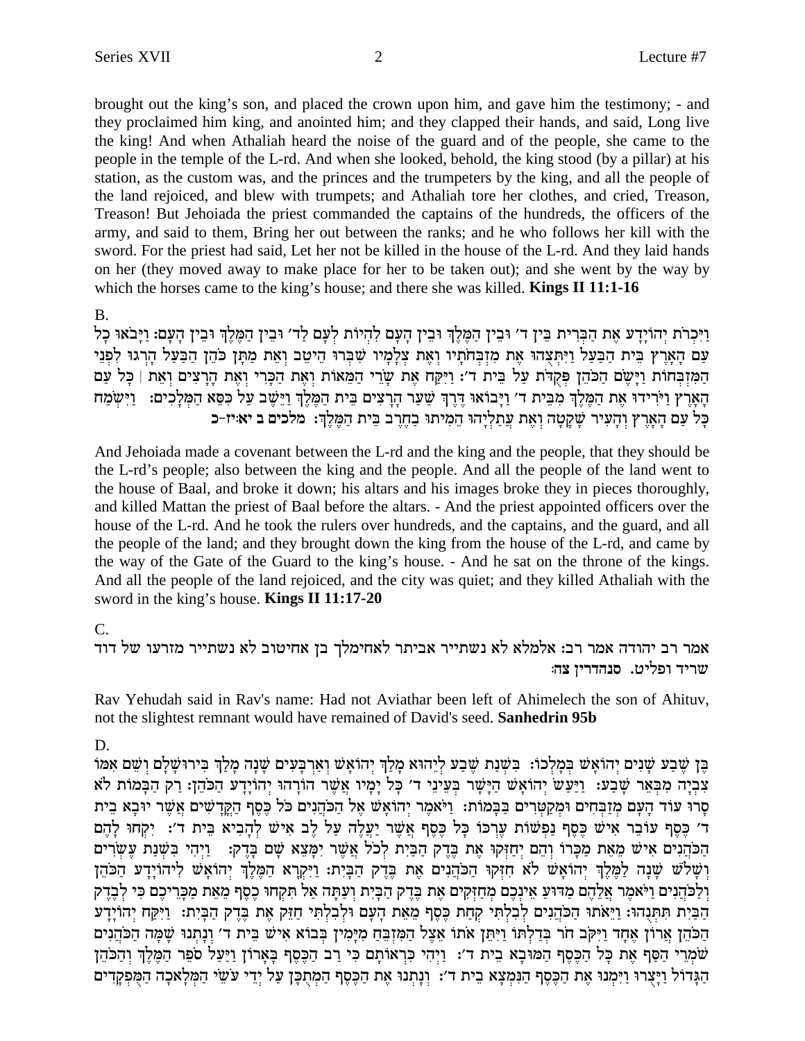brought out the king's son, and placed the crown upon him, and gave him the testimony; - and they proclaimed him king, and anointed him; and they clapped their hands, and said, Long live the king! And when Athaliah heard the noise of the guard and of the people, she came to the people in the temple of the L-rd. And when she looked, behold, the king stood (by a pillar) at his station, as the custom was, and the princes and the trumpeters by the king, and all the people of the land rejoiced, and blew with trumpets; and Athaliah tore her clothes, and cried, Treason, Treason! But Jehoiada the priest commanded the captains of the hundreds, the officers of the army, and said to them, Bring her out between the ranks; and he who follows her kill with the sword. For the priest had said, Let her not be killed in the house of the L-rd. And they laid hands on her (they moved away to make place for her to be taken out); and she went by the way by which the horses came to the king's house; and there she was killed. **Kings II 11:1-16**

B.

וַיִּכְרֹת יְהוֹיָדָע אֶת הַבְּרִית בֵּין ד׳ וּבֵין הַמֶּלֶךְ וּבֵין הָעָם לִהְיוֹת לְעָם לַד׳ וּבֵין הַמֶּלֶךְ וּבֵין הָעָם: וַיָּבֹאוּ כָל עַם הָאָרֶץ בֵּית הַבַּעַל וַיִּתְּצֻהוּ אֶת מִזְבְּחֹתָיו וְאֶת צְלָמָיו שִׁבְּרוּ הֵיטֵב וְאֵת מַתָּן כֹּהֵן הַבַּעַל הָרְגוּ לִפְנֵי הַמִּזְבְּחוֹת וַיָּשֶׂם הַכֹּהֵן פְּקֻדֹּת עַל בֵּית ד׳: וַיִּקַּח אֶת שָׂרֵי הַמֵּאוֹת וְאֶת הַכָּרִי וְאֶת הָרָצִים וְאֵת | כָּל עַם הָאָרֶץ וַיֹּרִידוּ אֶת הַמֶּלֶךְ מִבֵּית ד׳ וַיָּבוֹאוּ דֶּרֶךְ שַׁעַר הָרָצִים בֵּית הַמֶּלֶךְ וַיֵּשֶׁב עַל כִּסֵּא הַמְּלָכִים: וַיִּשְׂמַח כָּל עַם הָאָרֶץ וְהָעִיר שָׁקָטָה וְאֶת עֲתַלְיָהוּ הֵמִיתוּ בַחֶרֶב בֵּית הַמֶּלֶךְ: מלכים ב יא:יז-כ

And Jehoiada made a covenant between the L-rd and the king and the people, that they should be the L-rd's people; also between the king and the people. And all the people of the land went to the house of Baal, and broke it down; his altars and his images broke they in pieces thoroughly, and killed Mattan the priest of Baal before the altars. - And the priest appointed officers over the house of the L-rd. And he took the rulers over hundreds, and the captains, and the guard, and all the people of the land; and they brought down the king from the house of the L-rd, and came by the way of the Gate of the Guard to the king's house. - And he sat on the throne of the kings. And all the people of the land rejoiced, and the city was quiet; and they killed Athaliah with the sword in the king's house. **Kings II 11:17-20**

C.

אמר רב יהודה אמר רב: אלמלא לא נשתייר אביתר לאחימלך בן אחיטוב לא נשתייר מזרעו של דוד שריד ופליט. סנהדרין צה:

Rav Yehudah said in Rav's name: Had not Aviathar been left of Ahimelech the son of Ahituv, not the slightest remnant would have remained of David's seed. **Sanhedrin 95b**

D.

בֶּן שֶׁבַע שָׁנִים יְהוֹאָשׁ בְּמָלְכוֹ: בִּשְׁנַת שֶׁבַע לְיֵהוּא מָלַךְ יְהוֹאָשׁ וְאַרְבָּעִים שָׁנָה מָלַךְ בִּירוּשָׁלָם וְשֵׁם אִמּוֹ צִבְיָה מִבְּאֵר שָׁבַע: וַיַּעַשׂ יְהוֹאָשׁ הַיָּשָׁר בְּעֵינֵי ד׳ כָּל יָמָיו אֲשֶׁר הוֹרָהוּ יְהוֹיָדָע הַכֹּהֵן: רַק הַבָּמוֹת לֹא סָרוּ עוֹד הָעָם מְזַבְּחִים וּמְקַטְּרִים בַּבָּמוֹת: וַיֹּאמֶר יְהוֹאָשׁ אֶל הַכֹּהֲנִים כֹּל כֶּסֶף הַקֳּדָשִׁים אֲשֶׁר יוּבָא בֵית ד׳ כֶּסֶף עוֹבֵר אִישׁ כֶּסֶף נַפְשׁוֹת עֶרְכּוֹ כָּל כֶּסֶף אֲשֶׁר יַעֲלֶה עַל לֶב אִישׁ לְהָבִיא בֵּית ד׳: יִקְחוּ לָהֶם הַכֹּהֲנִים אִישׁ מֵאֵת מַכָּרוֹ וְהֵם יְחַזְּקוּ אֶת בֶּדֶק הַבַּיִת לְכֹל אֲשֶׁר יִמָּצֵא שָׁם בָּדֶק: וַיְהִי בִּשְׁנַת עֶשְׂרִים וְשָׁלֹשׁ שָׁנָה לַמֶּלֶךְ יְהוֹאָשׁ לֹא חִזְּקוּ הַכֹּהֲנִים אֶת בֶּדֶק הַבָּיִת: וַיִּקְרָא הַמֶּלֶךְ יְהוֹאָשׁ לִיהוֹיָדָע הַכֹּהֵן וְלַכֹּהֲנִים וַיֹּאמֶר אֲלֵהֶם מַדּוּעַ אֵינְכֶם מְחַזְּקִים אֶת בֶּדֶק הַבָּיִת וְעַתָּה אַל תִּקְחוּ כֶסֶף מֵאֵת מַכָּרֵיכֶם כִּי לְבֶדֶק הַבַּיִת תִּתְּנֻהוּ: וַיֵּאֹתוּ הַכֹּהֲנִים לְבִלְתִּי קְחַת כֶּסֶף מֵאֵת הָעָם וּלְבִלְתִּי חַזֵּק אֶת בֶּדֶק הַבָּיִת: וַיִּקַּח יְהוֹיָדָע הַכֹּהֵן אֲרוֹן אֶחָד וַיִּקֹּב חֹר בְּדַלְתּוֹ וַיִּתֵּן אֹתוֹ אֵצֶל הַמִּזְבֵּחַ מִיָּמִין בְּבוֹא אִישׁ בֵּית ד׳ וְנָתְנוּ שָׁמָּה הַכֹּהֲנִים שֹׁמְרֵי הַסַּף אֶת כָּל הַכֶּסֶף הַמּוּבָא בֵית ד׳: וַיְהִי כִּרְאוֹתָם כִּי רַב הַכֶּסֶף בָּאָרוֹן וַיַּעַל סֹפֵר הַמֶּלֶךְ וְהַכֹּהֵן הַגָּדוֹל וַיָּצֻרוּ וַיִּמְנוּ אֶת הַכֶּסֶף הַנִּמְצָא בֵית ד׳: וְנָתְנוּ אֶת הַכֶּסֶף הַמְתֻכָּן עַל יְדֵי עֹשֵׂי הַמְּלָאכָה הַמֻּפְקָדִים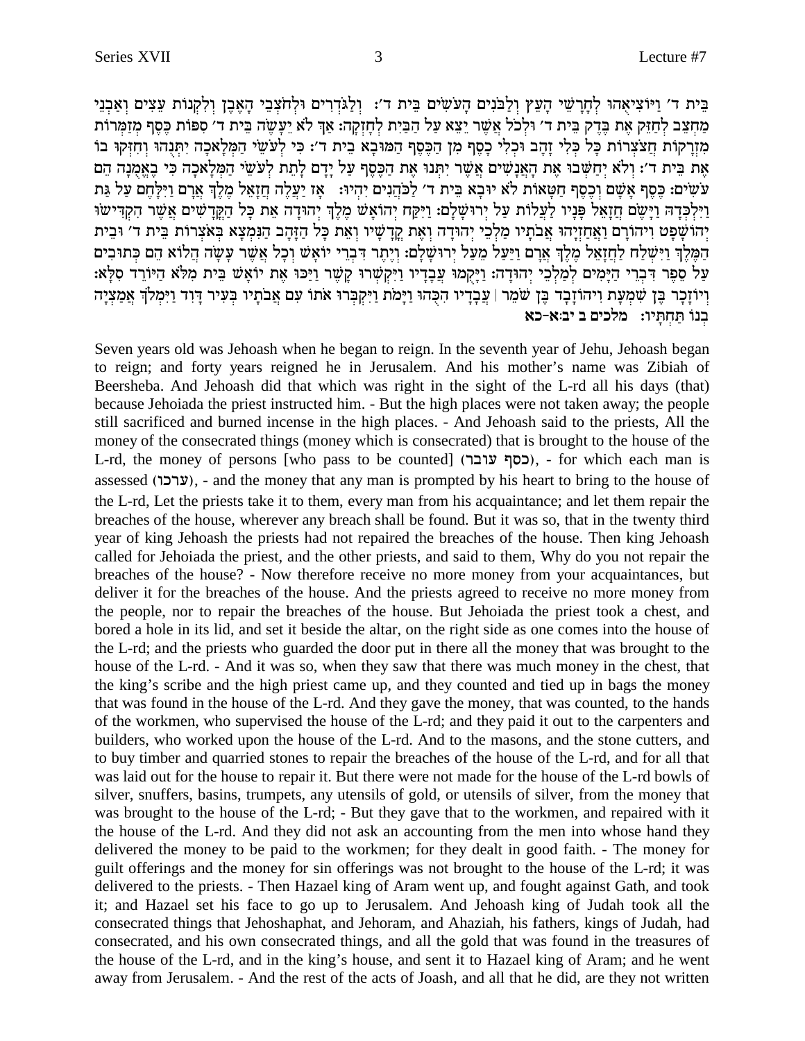בֵּית ד׳ וַיּוֹצִיאֻהוּ לְחָרָשֵׁי הָעֵץ וְלַבֹּנִים הָעֹשִׂים בֵּית ד׳: וְלַגֹּדְרִים וּלְחֹצְבֵי הָאֶבֶן וְלִקְנוֹת עֵצִים וְאַבְנֵי מַחְצֵב לְחַזֵּק אֶת בֶּדֶק בֵּית ד׳ וּלְכֹל אֲשֶׁר יֵצֵא עַל הַבַּיִת לְחָזְקָה: אַךְ לֹא יֵעָשֶׂה בֵּית ד׳ סִפּוֹת כֶּסֶף מְזַמְּרוֹת מִזְרָקוֹת חֲצֹצְרוֹת כָּל כְּלִי זָהָב וּכְלִי כָסֶף מִן הַכֶּסֶף הַמּוּבָא בֵית ד׳: כִּי לְעֹשֵׂי הַמְּלָאכָה יִתְּנֻהוּ וְחִזְּקוּ בוֹ אֶת בֵּית ד׳: וְלֹא יְחַשְּׁבוּ אֶת הָאֲנָשִׁים אֲשֶׁר יִתְּנוּ אֶת הַכֶּסֶף עַל יָדָם לָתֵת לְעֹשֵׂי הַמְּלָאכָה כִּי בֶאֱמֻנָה הֵם עֹשִׂים: כֶּסֶף אָשָׁם וְכֶסֶף חַטָּאוֹת לֹא יוּבָא בֵּית ד׳ לַכֹּהֲנִים יִהְיוּ: אָז יַעֲלֶה חֲזָאֵל מֶלֶךְ אֲרָם וַיִּלָּחֶם עַל גַּת וַיִּלְכְּדָהּ וַיָּשֶׂם חֲזָאֵל פָּנָיו לַעֲלוֹת עַל יְרוּשָׁלִָם: וַיִּקַּח יְהוֹאָשׁ מֶלֶךְ יְהוּדָה אֵת כָּל הַקֳּדָשִׁים אֲשֶׁר הִקְדִּישׁוּ יְהוֹשָׁפָט וִיהוֹרָם וַאֲחַזְיָהוּ אֲבֹתָיו מַלְכֵי יְהוּדָה וְאֶת קֳדָשָׁיו וְאֵת כָּל הַזָּהָב הַנִּמְצָא בְּאֹצְרוֹת בֵּית ד׳ וּבֵית הַמֶּלֶךְ וַיִּשְׁלַח לַחֲזָאֵל מֶלֶךְ אֲרָם וַיַּעַל מֵעַל יְרוּשָׁלִָם: וְיֶתֶר דִּבְרֵי יוֹאָשׁ וְכָל אֲשֶׁר עָשָׂה הֲלוֹא הֵם כְּתוּבִים עַל סֵפֶר דִּבְרֵי הַיָּמִים לְמַלְכֵי יְהוּדָה: וַיָּקֻמוּ עֲבָדָיו וַיִּקְשְׁרוּ קָשֶׁר וַיַּכּוּ אֶת יוֹאָשׁ בֵּית מִלֹּא הַיֹּרֵד סִלָּא: וְיוֹזָכָר בֶּן שִׁמְעָת וִיהוֹזָבָד בֶּן שֹׁמֵר | עֲבָדָיו הִכֻּהוּ וַיָּמֹת וַיִּקְבְּרוּ אֹתוֹ עִם אֲבֹתָיו בְּעִיר דָּוִד וַיִּמְלֹךְ אֲמַצְיָה בְנוֹ תַּחְתָּיו: מלכים ב יב:א-כא

Seven years old was Jehoash when he began to reign. In the seventh year of Jehu, Jehoash began to reign; and forty years reigned he in Jerusalem. And his mother's name was Zibiah of Beersheba. And Jehoash did that which was right in the sight of the L-rd all his days (that) because Jehoiada the priest instructed him. - But the high places were not taken away; the people still sacrificed and burned incense in the high places. - And Jehoash said to the priests, All the money of the consecrated things (money which is consecrated) that is brought to the house of the L-rd, the money of persons [who pass to be counted] (כסף עובר), - for which each man is assessed (ערכו), - and the money that any man is prompted by his heart to bring to the house of the L-rd, Let the priests take it to them, every man from his acquaintance; and let them repair the breaches of the house, wherever any breach shall be found. But it was so, that in the twenty third year of king Jehoash the priests had not repaired the breaches of the house. Then king Jehoash called for Jehoiada the priest, and the other priests, and said to them, Why do you not repair the breaches of the house? - Now therefore receive no more money from your acquaintances, but deliver it for the breaches of the house. And the priests agreed to receive no more money from the people, nor to repair the breaches of the house. But Jehoiada the priest took a chest, and bored a hole in its lid, and set it beside the altar, on the right side as one comes into the house of the L-rd; and the priests who guarded the door put in there all the money that was brought to the house of the L-rd. - And it was so, when they saw that there was much money in the chest, that the king's scribe and the high priest came up, and they counted and tied up in bags the money that was found in the house of the L-rd. And they gave the money, that was counted, to the hands of the workmen, who supervised the house of the L-rd; and they paid it out to the carpenters and builders, who worked upon the house of the L-rd. And to the masons, and the stone cutters, and to buy timber and quarried stones to repair the breaches of the house of the L-rd, and for all that was laid out for the house to repair it. But there were not made for the house of the L-rd bowls of silver, snuffers, basins, trumpets, any utensils of gold, or utensils of silver, from the money that was brought to the house of the L-rd; - But they gave that to the workmen, and repaired with it the house of the L-rd. And they did not ask an accounting from the men into whose hand they delivered the money to be paid to the workmen; for they dealt in good faith. - The money for guilt offerings and the money for sin offerings was not brought to the house of the L-rd; it was delivered to the priests. - Then Hazael king of Aram went up, and fought against Gath, and took it; and Hazael set his face to go up to Jerusalem. And Jehoash king of Judah took all the consecrated things that Jehoshaphat, and Jehoram, and Ahaziah, his fathers, kings of Judah, had consecrated, and his own consecrated things, and all the gold that was found in the treasures of the house of the L-rd, and in the king's house, and sent it to Hazael king of Aram; and he went away from Jerusalem. - And the rest of the acts of Joash, and all that he did, are they not written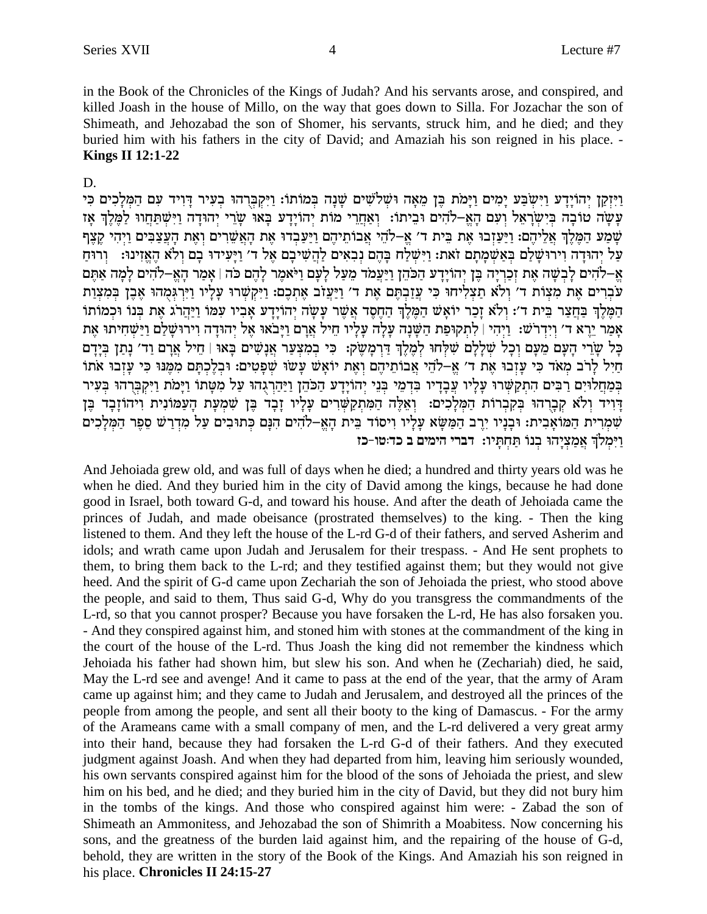in the Book of the Chronicles of the Kings of Judah? And his servants arose, and conspired, and killed Joash in the house of Millo, on the way that goes down to Silla. For Jozachar the son of Shimeath, and Jehozabad the son of Shomer, his servants, struck him, and he died; and they buried him with his fathers in the city of David; and Amaziah his son reigned in his place. - **Kings II 12:1-22**

D.

וַיִּזְקַן יְהוֹיָדָע וַיִּשְׂבַּע יָמִים וַיָּמֹת בֶּן מֵאָה וּשְׁלֹשִׁים שָׁנָה בְּמוֹתוֹ: וַיִּקְבְּרֻהוּ בְעִיר דָּוִיד עִם הַמְּלָכִים כִּי עָשָׂה טוֹבָה בְּיִשְׂרָאֵל וְעִם הָאֱ–לֹהִים וּבֵיתוֹ: וְאַחֲרֵי מוֹת יְהוֹיָדָע בָּאוּ שָׂרֵי יְהוּדָה וַיִּשְׁתַּחֲווּ לַמֶּלֶךְ אָז שָׁמַע הַמֶּלֶךְ אֲלֵיהֶם: וַיַּעַזְבוּ אֶת בֵּית ד׳ אֱ–לֹהֵי אֲבוֹתֵיהֶם וַיַּעַבְדוּ אֶת הָאֲשֵׁרִים וְאֶת הָעֲצַבִּים וַיְהִי קֶצֶף עַל יְהוּדָה וִירוּשָׁלַם בְּאַשְׁמָתָם זֹאת: וַיִּשְׁלַח בָּהֶם נְבִאִים לַהֲשִׁיבָם אֶל ד׳ וַיָּעִידוּ בָם וְלֹא הֶאֱזִינוּ: וְרוּחַ אֱ–לֹהִים לָבְשָׁה אֶת זְכַרְיָה בֶּן יְהוֹיָדָע הַכֹּהֵן וַיַּעֲמֹד מֵעַל לָעָם וַיֹּאמֶר לָהֶם כֹּה | אָמַר הָאֱ–לֹהִים לָמָה אַתֶּם עֹבְרִים אֶת מִצְוֹת ד׳ וְלֹא תַצְלִיחוּ כִּי עֲזַבְתֶּם אֶת ד׳ וַיַּעֲזֹב אֶתְכֶם: וַיִּקְשְׁרוּ עָלָיו וַיִּרְגְּמֻהוּ אֶבֶן בְּמִצְוַת הַמֶּלֶךְ בַּחֲצַר בֵּית ד׳: וְלֹא זָכַר יוֹאָשׁ הַמֶּלֶךְ הַחֶסֶד אֲשֶׁר עָשָׂה יְהוֹיָדָע אָבִיו עִמּוֹ וַיַּהֲרֹג אֶת בְּנוֹ וּכְמוֹתוֹ אָמַר יֵרֶא ד׳ וְיִדְרֹשׁ: וַיְהִי | לִתְקוּפַת הַשָּׁנָה עָלָה עָלָיו חֵיל אֲרָם וַיָּבֹאוּ אֶל יְהוּדָה וִירוּשָׁלַם וַיַּשְׁחִיתוּ אֶת כָּל שָׂרֵי הָעָם מֵעָם וְכָל שְׁלָלָם שִׁלְּחוּ לְמֶלֶךְ דַּרְמָשֶׂק: כִּי בְמִצְעַר אֲנָשִׁים בָּאוּ | חֵיל אֲרָם וַד׳ נָתַן בְּיָדָם חַיִל לָרֹב מְאֹד כִּי עָזְבוּ אֶת ד׳ אֱ–לֹהֵי אֲבוֹתֵיהֶם וְאֶת יוֹאָשׁ עָשׂוּ שְׁפָטִים: וּבְלֶכְתָּם מִמֶּנּוּ כִּי עָזְבוּ אֹתוֹ בְּמַחֲלוּיִם רַבִּים הִתְקַשְּׁרוּ עָלָיו עֲבָדָיו בִּדְמֵי בְּנֵי יְהוֹיָדָע הַכֹּהֵן וַיַּהַרְגֻהוּ עַל מִטָּתוֹ וַיָּמֹת וַיִּקְבְּרֻהוּ בְּעִיר דָּוִיד וְלֹא קְבָרֻהוּ בְּקִבְרוֹת הַמְּלָכִים: וְאֵלֶּה הַמִּתְקַשְּׁרִים עָלָיו זָבָד בֶּן שִׁמְעָת הָעַמּוֹנִית וִיהוֹזָבָד בֶּן שִׁמְרִית הַמּוֹאָבִית: וּבָנָיו יִרֶב הַמַּשָּׂא עָלָיו וִיסוֹד בֵּית הָאֱ–לֹהִים הִנָּם כְּתוּבִים עַל מִדְרַשׁ סֵפֶר הַמְּלָכִים וַיִּמְלֹךְ אֲמַצְיָהוּ בְנוֹ תַּחְתָּיו: **דברי הימים ב כד:טו-כז**

And Jehoiada grew old, and was full of days when he died; a hundred and thirty years old was he when he died. And they buried him in the city of David among the kings, because he had done good in Israel, both toward G-d, and toward his house. And after the death of Jehoiada came the princes of Judah, and made obeisance (prostrated themselves) to the king. - Then the king listened to them. And they left the house of the L-rd G-d of their fathers, and served Asherim and idols; and wrath came upon Judah and Jerusalem for their trespass. - And He sent prophets to them, to bring them back to the L-rd; and they testified against them; but they would not give heed. And the spirit of G-d came upon Zechariah the son of Jehoiada the priest, who stood above the people, and said to them, Thus said G-d, Why do you transgress the commandments of the L-rd, so that you cannot prosper? Because you have forsaken the L-rd, He has also forsaken you. - And they conspired against him, and stoned him with stones at the commandment of the king in the court of the house of the L-rd. Thus Joash the king did not remember the kindness which Jehoiada his father had shown him, but slew his son. And when he (Zechariah) died, he said, May the L-rd see and avenge! And it came to pass at the end of the year, that the army of Aram came up against him; and they came to Judah and Jerusalem, and destroyed all the princes of the people from among the people, and sent all their booty to the king of Damascus. - For the army of the Arameans came with a small company of men, and the L-rd delivered a very great army into their hand, because they had forsaken the L-rd G-d of their fathers. And they executed judgment against Joash. And when they had departed from him, leaving him seriously wounded, his own servants conspired against him for the blood of the sons of Jehoiada the priest, and slew him on his bed, and he died; and they buried him in the city of David, but they did not bury him in the tombs of the kings. And those who conspired against him were: - Zabad the son of Shimeath an Ammonitess, and Jehozabad the son of Shimrith a Moabitess. Now concerning his sons, and the greatness of the burden laid against him, and the repairing of the house of G-d, behold, they are written in the story of the Book of the Kings. And Amaziah his son reigned in his place. **Chronicles II 24:15-27**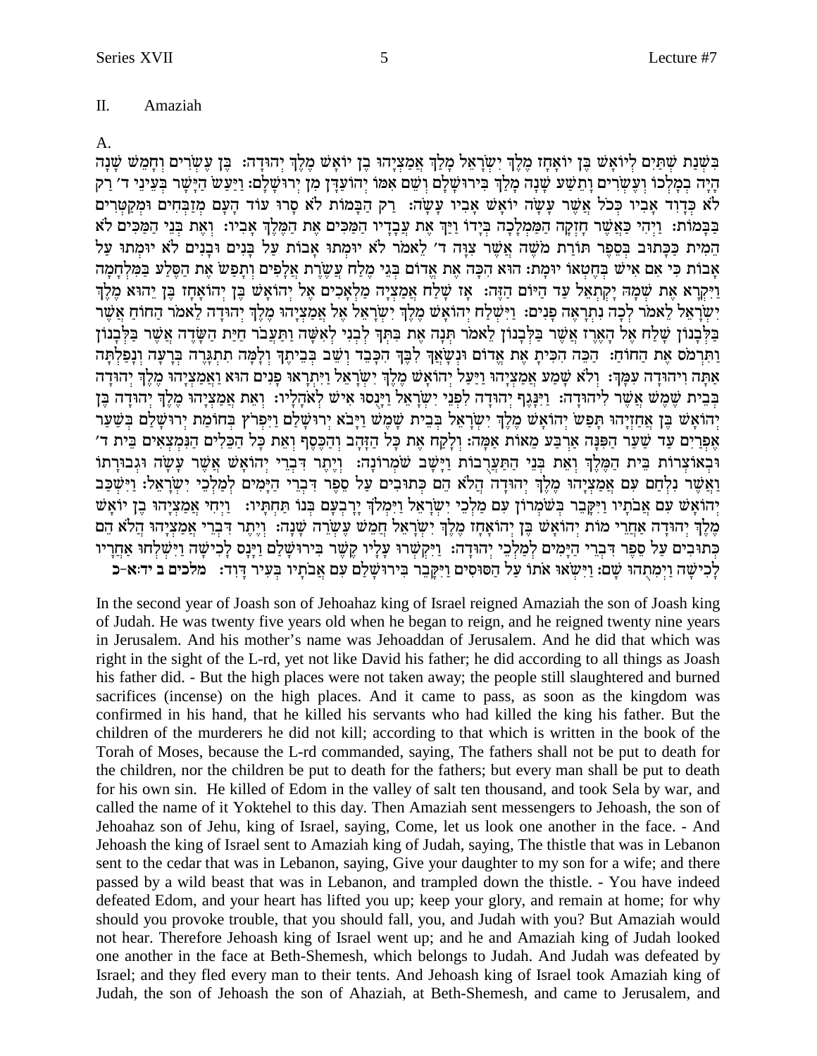## II. Amaziah

A.

בִּשְׁנַת שְׁתַּיִם לְיוֹאָשׁ בֶּן יוֹאָחָז מֶלֶךְ יִשְׂרָאֵל מָלַךְ אֲמַצְיָהוּ בֶן יוֹאָשׁ מֶלֶךְ יְהוּדָה: בֶּן עֶשְׂרִים וְחָמֵשׁ שָׁנָה הָיָה בְמָלְכוֹ וְעֶשְׂרִים וָתֵשַׁע שָׁנָה מָלַךְ בִּירוּשָׁלָם וְשֵׁם אִמּוֹ יְהוֹעַדִּין מִן יְרוּשָׁלָם: וַיַּעַשׂ הַיָּשָׁר בְּעֵינֵי ד׳ רַק לֹא כְּדָוִד אָבִיו כְּכֹל אֲשֶׁר עָשָׂה יוֹאָשׁ אָבִיו עָשָׂה: רַק הַבָּמוֹת לֹא סָרוּ עוֹד הָעָם מְזַבְּחִים וּמְקַטְּרִים בַּבָּמוֹת: וַיְהִי כַּאֲשֶׁר חָזְקָה הַמַּמְלָכָה בְּיָדוֹ וַיַּךְ אֶת עֲבָדָיו הַמַּכִּים אֶת הַמֶּלֶךְ אָבִיו: וְאֶת בְּנֵי הַמַּכִּים לֹא הֵמִית כַּכָּתוּב בְּסֵפֶר תּוֹרַת מֹשֶׁה אֲשֶׁר צִוָּה ד׳ לֵאמֹר לֹא יוּמְתוּ אָבוֹת עַל בָּנִים וּבָנִים לֹא יוּמְתוּ עַל אָבוֹת כִּי אִם אִישׁ בְּחֶטְאוֹ יוּמָת: הוּא הִכָּה אֶת אֱדוֹם בְּגֵיא מֶלַח עֲשֶׂרֶת אֲלָפִים וְתָפַשׂ אֶת הַסֶּלַע בַּמִּלְחָמָה וַיִּקְרָא אֶת שְׁמָהּ יָקְתְאֵל עַד הַיּוֹם הַזֶּה: אָז שָׁלַח אֲמַצְיָה מַלְאָכִים אֶל יְהוֹאָשׁ בֶּן יְהוֹאָחָז בֶּן יֵהוּא מֶלֶךְ יִשְׂרָאֵל לֵאמֹר לְכָה נִתְרָאֶה פָנִים: וַיִּשְׁלַח יְהוֹאָשׁ מֶלֶךְ יִשְׂרָאֵל אֶל אֲמַצְיָהוּ מֶלֶךְ יְהוּדָה לֵאמֹר הַחוֹחַ אֲשֶׁר בַּלְּבָנוֹן שָׁלַח אֶל הָאֶרֶז אֲשֶׁר בַּלְּבָנוֹן לֵאמֹר תְּנָה אֶת בִּתְּךָ לִבְנִי לְאִשָּׁה וַתַּעֲבֹר חַיַּת הַשָּׂדֶה אֲשֶׁר בַּלְּבָנוֹן וַתִּרְמֹס אֶת הַחוֹחַ: הַכֵּה הִכִּיתָ אֶת אֱדוֹם וּנְשָׂאֲךָ לִבֶּךָ הִכָּבֵד וְשֵׁב בְּבֵיתֶךָ וְלָמָּה תִתְגָּרֶה בְּרָעָה וְנָפַלְתָּה אַתָּה וִיהוּדָה עִמָּךְ: וְלֹא שָׁמַע אֲמַצְיָהוּ וַיַּעַל יְהוֹאָשׁ מֶלֶךְ יִשְׂרָאֵל וַיִּתְרָאוּ פָנִים הוּא וַאֲמַצְיָהוּ מֶלֶךְ יְהוּדָה בְּבֵית שֶׁמֶשׁ אֲשֶׁר לִיהוּדָה: וַיִּנָּגֶף יְהוּדָה לִפְנֵי יִשְׂרָאֵל וַיָּנֻסוּ אִישׁ לְאֹהָלָיו: וְאֵת אֲמַצְיָהוּ מֶלֶךְ יְהוּדָה בֶּן יְהוֹאָשׁ בֶּן אֲחַזְיָהוּ תָּפַשׂ יְהוֹאָשׁ מֶלֶךְ יִשְׂרָאֵל בְּבֵית שָׁמֶשׁ וַיָּבֹא יְרוּשָׁלַם וַיִּפְרֹץ בְּחוֹמַת יְרוּשָׁלַם בְּשַׁעַר אֶפְרַיִם עַד שַׁעַר הַפִּנָּה אַרְבַּע מֵאוֹת אַמָּה: וְלָקַח אֶת כָּל הַזָּהָב וְהַכֶּסֶף וְאֵת כָּל הַכֵּלִים הַנִּמְצְאִים בֵּית ד׳ וּבְאוֹצְרוֹת בֵּית הַמֶּלֶךְ וְאֵת בְּנֵי הַתַּעֲרֻבוֹת וַיָּשָׁב שֹׁמְרוֹנָה: וְיֶתֶר דִּבְרֵי יְהוֹאָשׁ אֲשֶׁר עָשָׂה וּגְבוּרָתוֹ וַאֲשֶׁר נִלְחַם עִם אֲמַצְיָהוּ מֶלֶךְ יְהוּדָה הֲלֹא הֵם כְּתוּבִים עַל סֵפֶר דִּבְרֵי הַיָּמִים לְמַלְכֵי יִשְׂרָאֵל: וַיִּשְׁכַּב יְהוֹאָשׁ עִם אֲבֹתָיו וַיִּקָּבֵר בְּשֹׁמְרוֹן עִם מַלְכֵי יִשְׂרָאֵל וַיִּמְלֹךְ יָרָבְעָם בְּנוֹ תַּחְתָּיו: וַיְחִי אֲמַצְיָהוּ בֶן יוֹאָשׁ מֶלֶךְ יְהוּדָה אַחֲרֵי מוֹת יְהוֹאָשׁ בֶּן יְהוֹאָחָז מֶלֶךְ יִשְׂרָאֵל חֲמֵשׁ עֶשְׂרֵה שָׁנָה: וְיֶתֶר דִּבְרֵי אֲמַצְיָהוּ הֲלֹא הֵם כְּתוּבִים עַל סֵפֶר דִּבְרֵי הַיָּמִים לְמַלְכֵי יְהוּדָה: וַיִּקְשְׁרוּ עָלָיו קֶשֶׁר בִּירוּשָׁלַם וַיָּנָס לָכִישָׁה וַיִּשְׁלְחוּ אַחֲרָיו לָכִישָׁה וַיְמִתֻהוּ שָׁם: וַיִּשְׂאוּ אֹתוֹ עַל הַסּוּסִים וַיִּקָּבֵר בִּירוּשָׁלַם עִם אֲבֹתָיו בְּעִיר דָּוִד: מלכים ב יד:א-כ

In the second year of Joash son of Jehoahaz king of Israel reigned Amaziah the son of Joash king of Judah. He was twenty five years old when he began to reign, and he reigned twenty nine years in Jerusalem. And his mother's name was Jehoaddan of Jerusalem. And he did that which was right in the sight of the L-rd, yet not like David his father; he did according to all things as Joash his father did. - But the high places were not taken away; the people still slaughtered and burned sacrifices (incense) on the high places. And it came to pass, as soon as the kingdom was confirmed in his hand, that he killed his servants who had killed the king his father. But the children of the murderers he did not kill; according to that which is written in the book of the Torah of Moses, because the L-rd commanded, saying, The fathers shall not be put to death for the children, nor the children be put to death for the fathers; but every man shall be put to death for his own sin. He killed of Edom in the valley of salt ten thousand, and took Sela by war, and called the name of it Yoktehel to this day. Then Amaziah sent messengers to Jehoash, the son of Jehoahaz son of Jehu, king of Israel, saying, Come, let us look one another in the face. - And Jehoash the king of Israel sent to Amaziah king of Judah, saying, The thistle that was in Lebanon sent to the cedar that was in Lebanon, saying, Give your daughter to my son for a wife; and there passed by a wild beast that was in Lebanon, and trampled down the thistle. - You have indeed defeated Edom, and your heart has lifted you up; keep your glory, and remain at home; for why should you provoke trouble, that you should fall, you, and Judah with you? But Amaziah would not hear. Therefore Jehoash king of Israel went up; and he and Amaziah king of Judah looked one another in the face at Beth-Shemesh, which belongs to Judah. And Judah was defeated by Israel; and they fled every man to their tents. And Jehoash king of Israel took Amaziah king of Judah, the son of Jehoash the son of Ahaziah, at Beth-Shemesh, and came to Jerusalem, and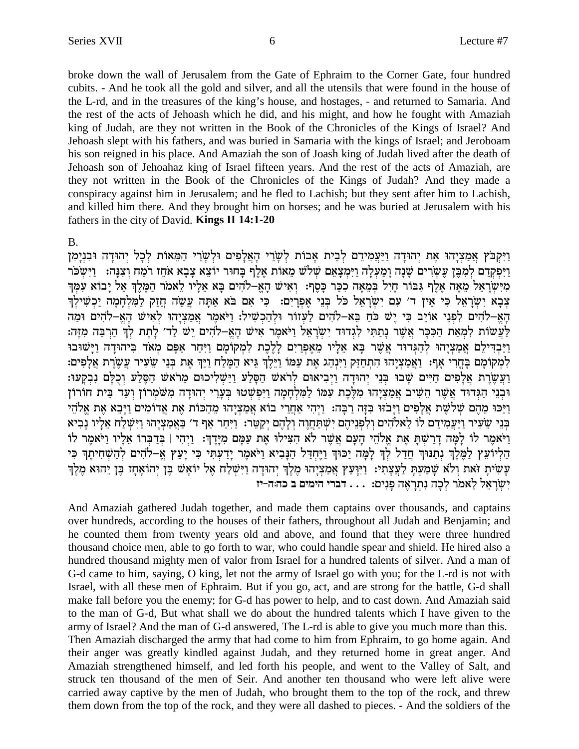broke down the wall of Jerusalem from the Gate of Ephraim to the Corner Gate, four hundred cubits. - And he took all the gold and silver, and all the utensils that were found in the house of the L-rd, and in the treasures of the king's house, and hostages, - and returned to Samaria. And the rest of the acts of Jehoash which he did, and his might, and how he fought with Amaziah king of Judah, are they not written in the Book of the Chronicles of the Kings of Israel? And Jehoash slept with his fathers, and was buried in Samaria with the kings of Israel; and Jeroboam his son reigned in his place. And Amaziah the son of Joash king of Judah lived after the death of Jehoash son of Jehoahaz king of Israel fifteen years. And the rest of the acts of Amaziah, are they not written in the Book of the Chronicles of the Kings of Judah? And they made a conspiracy against him in Jerusalem; and he fled to Lachish; but they sent after him to Lachish, and killed him there. And they brought him on horses; and he was buried at Jerusalem with his fathers in the city of David. **Kings II 14:1-20**

B.

וַיִּקְבֹּץ אֲמַצְיָהוּ אֶת יְהוּדָה וַיַּעֲמִידֵם לְבֵית אָבוֹת לְשָׂרֵי הָאֲלָפִים וּלְשָׂרֵי הַמֵּאוֹת לְכָל יְהוּדָה וּבִנְיָמִן וַיִּפְקְדֵם לְמִבֶּן עֶשְׂרִים שָׁנָה וָמַעְלָה וַיִּמְצָאֵם שְׁלֹשׁ מֵאוֹת אֶלֶף בָּחוּר יוֹצֵא צָבָא אֹחֵז רֹמַח וְצִנָּה: וַיִּשְׂכֹּר מִיִּשְׂרָאֵל מֵאָה אֶלֶף גִּבּוֹר חָיִל בְּמֵאָה כִכַּר כָּסֶף: וְאִישׁ הָאֱ–לֹהִים בָּא אֵלָיו לֵאמֹר הַמֶּלֶךְ אַל יָבוֹא עִמְּךָ צְבָא יִשְׂרָאֵל כִּי אֵין ד׳ עִם יִשְׂרָאֵל כֹּל בְּנֵי אֶפְרָיִם: כִּי אִם בֹּא אַתָּה עֲשֵׂה חֲזַק לַמִּלְחָמָה יַכְשִׁילְךָ הָאֱ–לֹהִים לִפְנֵי אוֹיֵב כִּי יֶשׁ כֹּחַ בֵּא–לֹהִים לַעְזוֹר וּלְהַכְשִׁיל: וַיֹּאמֶר אֲמַצְיָהוּ לְאִישׁ הָאֱ–לֹהִים וּמַה לַּעֲשׂוֹת לִמְאַת הַכִּכָּר אֲשֶׁר נָתַתִּי לִגְדוּד יִשְׂרָאֵל וַיֹּאמֶר אִישׁ הָאֱ–לֹהִים יֵשׁ לַד׳ לָתֶת לְךָ הַרְבֵּה מִזֶּה: וַיַּבְדִּילֵם אֲמַצְיָהוּ לְהַגְּדוּד אֲשֶׁר בָּא אֵלָיו מֵאֶפְרַיִם לָלֶכֶת לִמְקוֹמָם וַיִּחַר אַפָּם מְאֹד בִּיהוּדָה וַיָּשׁוּבוּ לִמְקוֹמָם בָּחֳרִי אָף: וַאֲמַצְיָהוּ הִתְחַזַּק וַיִּנְהַג אֶת עַמּוֹ וַיֵּלֶךְ גֵּיא הַמֶּלַח וַיַּךְ אֶת בְּנֵי שֵׂעִיר עֲשֶׂרֶת אֲלָפִים: וַעֲשֶׂרֶת אֲלָפִים חַיִּים שָׁבוּ בְּנֵי יְהוּדָה וַיְבִיאוּם לְרֹאשׁ הַסָּלַע וַיַּשְׁלִיכוּם מֵרֹאשׁ הַסֶּלַע וְכֻלָּם נִבְקָעוּ: וּבְנֵי הַגְּדוּד אֲשֶׁר הֵשִׁיב אֲמַצְיָהוּ מִלֶּכֶת עִמּוֹ לַמִּלְחָמָה וַיִּפְשְׁטוּ בְּעָרֵי יְהוּדָה מִשֹּׁמְרוֹן וְעַד בֵּית חוֹרוֹן וַיַּכּוּ מֵהֶם שְׁלֹשֶׁת אֲלָפִים וַיָּבֹזּוּ בִּזָּה רַבָּה: וַיְהִי אַחֲרֵי בוֹא אֲמַצְיָהוּ מֵהַכּוֹת אֶת אֲדוֹמִים וַיָּבֵא אֶת אֱלֹהֵי בְּנֵי שֵׂעִיר וַיַּעֲמִידֵם לוֹ לֵאלֹהִים וְלִפְנֵיהֶם יִשְׁתַּחֲוֶה וְלָהֶם יְקַטֵּר: וַיִּחַר אַף ד׳ בַּאֲמַצְיָהוּ וַיִּשְׁלַח אֵלָיו נָבִיא וַיֹּאמֶר לוֹ לָמָּה דָרַשְׁתָּ אֶת אֱלֹהֵי הָעָם אֲשֶׁר לֹא הִצִּילוּ אֶת עַמָּם מִיָּדֶךָ: וַיְהִי | בְּדַבְּרוֹ אֵלָיו וַיֹּאמֶר לוֹ הַלְיוֹעֵץ לַמֶּלֶךְ נְתַנּוּךָ חֲדַל לְךָ לָמָּה יַכּוּךָ וַיֶּחְדַּל הַנָּבִיא וַיֹּאמֶר יָדַעְתִּי כִּי יָעַץ אֱ–לֹהִים לְהַשְׁחִיתֶךָ כִּי עָשִׂיתָ זֹּאת וְלֹא שָׁמַעְתָּ לַעֲצָתִי: וַיִּוָּעַץ אֲמַצְיָהוּ מֶלֶךְ יְהוּדָה וַיִּשְׁלַח אֶל יוֹאָשׁ בֶּן יְהוֹאָחָז בֶּן יֵהוּא מֶלֶךְ יִשְׂרָאֵל לֵאמֹר לְכָה נִתְרָאֶה פָנִים: . . . דברי הימים ב כה:ה-יז

And Amaziah gathered Judah together, and made them captains over thousands, and captains over hundreds, according to the houses of their fathers, throughout all Judah and Benjamin; and he counted them from twenty years old and above, and found that they were three hundred thousand choice men, able to go forth to war, who could handle spear and shield. He hired also a hundred thousand mighty men of valor from Israel for a hundred talents of silver. And a man of G-d came to him, saying, O king, let not the army of Israel go with you; for the L-rd is not with Israel, with all these men of Ephraim. But if you go, act, and are strong for the battle, G-d shall make fall before you the enemy; for G-d has power to help, and to cast down. And Amaziah said to the man of G-d, But what shall we do about the hundred talents which I have given to the army of Israel? And the man of G-d answered, The L-rd is able to give you much more than this. Then Amaziah discharged the army that had come to him from Ephraim, to go home again. And their anger was greatly kindled against Judah, and they returned home in great anger. And Amaziah strengthened himself, and led forth his people, and went to the Valley of Salt, and struck ten thousand of the men of Seir. And another ten thousand who were left alive were carried away captive by the men of Judah, who brought them to the top of the rock, and threw them down from the top of the rock, and they were all dashed to pieces. - And the soldiers of the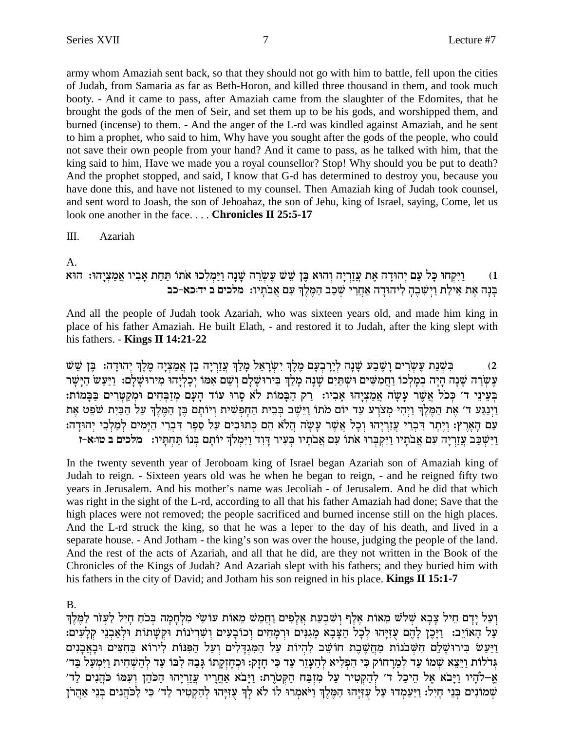army whom Amaziah sent back, so that they should not go with him to battle, fell upon the cities of Judah, from Samaria as far as Beth-Horon, and killed three thousand in them, and took much booty. - And it came to pass, after Amaziah came from the slaughter of the Edomites, that he brought the gods of the men of Seir, and set them up to be his gods, and worshipped them, and burned (incense) to them. - And the anger of the L-rd was kindled against Amaziah, and he sent to him a prophet, who said to him, Why have you sought after the gods of the people, who could not save their own people from your hand? And it came to pass, as he talked with him, that the king said to him, Have we made you a royal counsellor? Stop! Why should you be put to death? And the prophet stopped, and said, I know that G-d has determined to destroy you, because you have done this, and have not listened to my counsel. Then Amaziah king of Judah took counsel, and sent word to Joash, the son of Jehoahaz, the son of Jehu, king of Israel, saying, Come, let us look one another in the face. . . . **Chronicles II 25:5-17**

III. Azariah

A.

1) וַיִּקְחוּ כָּל עַם יְהוּדָה אֶת עֲזַרְיָה וְהוּא בֶּן שֵׁשׁ עֶשְׂרֵה שָׁנָה וַיַּמְלִכוּ אֹתוֹ תַּחַת אָבִיו אֲמַצְיָהוּ: הוּא בָּנָה אֶת אֵילַת וַיְשִׁבֶהָ לִיהוּדָה אַחֲרֵי שְׁכַב הַמֶּלֶךְ עִם אֲבֹתָיו: מלכים ב יד:כא-כב

And all the people of Judah took Azariah, who was sixteen years old, and made him king in place of his father Amaziah. He built Elath, - and restored it to Judah, after the king slept with his fathers. - **Kings II 14:21-22**

2) בִּשְׁנַת עֶשְׂרִים וָשֶׁבַע שָׁנָה לְיָרָבְעָם מֶלֶךְ יִשְׂרָאֵל מָלַךְ עֲזַרְיָה בֶן אֲמַצְיָה מֶלֶךְ יְהוּדָה: בֶּן שֵׁשׁ עֶשְׂרֵה שָׁנָה הָיָה בְמָלְכוֹ וַחֲמִשִּׁים וּשְׁתַּיִם שָׁנָה מָלַךְ בִּירוּשָׁלָם וְשֵׁם אִמּוֹ יְכָלְיָהוּ מִירוּשָׁלָם: וַיַּעַשׂ הַיָּשָׁר בְּעֵינֵי ד׳ כְּכֹל אֲשֶׁר עָשָׂה אֲמַצְיָהוּ אָבִיו: רַק הַבָּמוֹת לֹא סָרוּ עוֹד הָעָם מְזַבְּחִים וּמְקַטְּרִים בַּבָּמוֹת: וַיְנַגַּע ד׳ אֶת הַמֶּלֶךְ וַיְהִי מְצֹרָע עַד יוֹם מֹתוֹ וַיֵּשֶׁב בְּבֵית הַחָפְשִׁית וְיוֹתָם בֶּן הַמֶּלֶךְ עַל הַבַּיִת שֹׁפֵט אֶת עַם הָאָרֶץ: וְיֶתֶר דִּבְרֵי עֲזַרְיָהוּ וְכָל אֲשֶׁר עָשָׂה הֲלֹא הֵם כְּתוּבִים עַל סֵפֶר דִּבְרֵי הַיָּמִים לְמַלְכֵי יְהוּדָה: וַיִּשְׁכַּב עֲזַרְיָה עִם אֲבֹתָיו וַיִּקְבְּרוּ אֹתוֹ עִם אֲבֹתָיו בְּעִיר דָּוִד וַיִּמְלֹךְ יוֹתָם בְּנוֹ תַּחְתָּיו: מלכים ב טו:א-ז

In the twenty seventh year of Jeroboam king of Israel began Azariah son of Amaziah king of Judah to reign. - Sixteen years old was he when he began to reign, - and he reigned fifty two years in Jerusalem. And his mother's name was Jecoliah - of Jerusalem. And he did that which was right in the sight of the L-rd, according to all that his father Amaziah had done; Save that the high places were not removed; the people sacrificed and burned incense still on the high places. And the L-rd struck the king, so that he was a leper to the day of his death, and lived in a separate house. - And Jotham - the king's son was over the house, judging the people of the land. And the rest of the acts of Azariah, and all that he did, are they not written in the Book of the Chronicles of the Kings of Judah? And Azariah slept with his fathers; and they buried him with his fathers in the city of David; and Jotham his son reigned in his place. **Kings II 15:1-7**

B.

וְעַל יָדָם חֵיל צָבָא שְׁלֹשׁ מֵאוֹת אֶלֶף וְשִׁבְעַת אֲלָפִים וַחֲמֵשׁ מֵאוֹת עוֹשֵׂי מִלְחָמָה בְּכֹחַ חָיִל לַעְזֹר לַמֶּלֶךְ עַל הָאוֹיֵב: וַיָּכֶן לָהֶם עֻזִּיָּהוּ לְכָל הַצָּבָא מָגִנִּים וּרְמָחִים וְכוֹבָעִים וְשִׁרְיֹנוֹת וּקְשָׁתוֹת וּלְאַבְנֵי קְלָעִים: וַיַּעַשׂ בִּירוּשָׁלַם חִשְּׁבֹנוֹת מַחֲשֶׁבֶת חוֹשֵׁב לִהְיוֹת עַל הַמִּגְדָּלִים וְעַל הַפִּנּוֹת לִירוֹא בַּחִצִּים וּבָאֲבָנִים גְּדֹלוֹת וַיֵּצֵא שְׁמוֹ עַד לְמֵרָחוֹק כִּי הִפְלִיא לְהֵעָזֵר עַד כִּי חָזָק: וּכְחֶזְקָתוֹ גָּבַהּ לִבּוֹ עַד לְהַשְׁחִית וַיִּמְעַל בַּד׳ אֱ–לֹהָיו וַיָּבֹא אֶל הֵיכַל ד׳ לְהַקְטִיר עַל מִזְבַּח הַקְּטֹרֶת: וַיָּבֹא אַחֲרָיו עֲזַרְיָהוּ הַכֹּהֵן וְעִמּוֹ כֹּהֲנִים לַד׳ שְׁמוֹנִים בְּנֵי חָיִל: וַיַּעַמְדוּ עַל עֻזִּיָּהוּ הַמֶּלֶךְ וַיֹּאמְרוּ לוֹ לֹא לְךָ עֻזִּיָּהוּ לְהַקְטִיר לַד׳ כִּי לַכֹּהֲנִים בְּנֵי אַהֲרֹן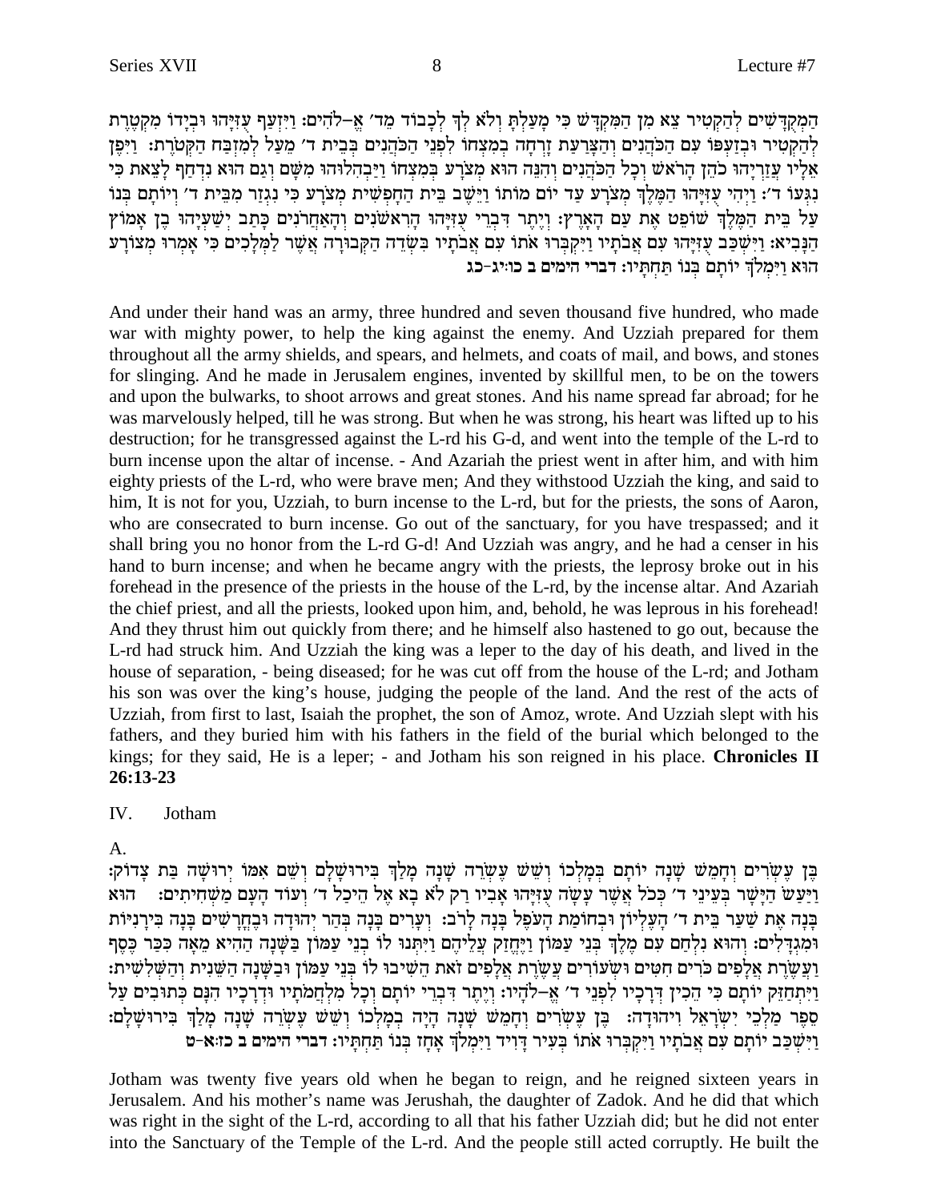הַמְקֻדָּשִׁים לְהַקְטִיר צֵא מִן הַמִּקְדָּשׁ כִּי מָעַלְתָּ וְלֹא לְךָ לְכָבוֹד מֵד׳ אֱ–לֹהִים: וַיִּזְעַף עֻזִּיָּהוּ וּבְיָדוֹ מִקְטֶרֶת לְהַקְטִיר וּבְזַעְפּוֹ עִם הַכֹּהֲנִים וְהַצָּרַעַת זָרְחָה בְמִצְחוֹ לִפְנֵי הַכֹּהֲנִים בְּבֵית ד׳ מֵעַל לְמִזְבַּח הַקְּטֹרֶת: וַיִּפֶן אֵלָיו עֲזַרְיָהוּ כֹהֵן הָרֹאשׁ וְכָל הַכֹּהֲנִים וְהִנֵּה הוּא מְצֹרָע בְּמִצְחוֹ וַיַּבְהִלוּהוּ מִשָּׁם וְגַם הוּא נִדְחַף לָצֵאת כִּי נִגְּעוֹ ד׳: וַיְהִי עֻזִּיָּהוּ הַמֶּלֶךְ מְצֹרָע עַד יוֹם מוֹתוֹ וַיֵּשֶׁב בֵּית הַחָפְשִׁית מְצֹרָע כִּי נִגְזַר מִבֵּית ד׳ וְיוֹתָם בְּנוֹ עַל בֵּית הַמֶּלֶךְ שׁוֹפֵט אֶת עַם הָאָרֶץ: וְיֶתֶר דִּבְרֵי עֻזִּיָּהוּ הָרִאשֹׁנִים וְהָאַחֲרֹנִים כָּתַב יְשַׁעְיָהוּ בֶן אָמוֹץ הַנָּבִיא: וַיִּשְׁכַּב עֻזִּיָּהוּ עִם אֲבֹתָיו וַיִּקְבְּרוּ אֹתוֹ עִם אֲבֹתָיו בִּשְׂדֵה הַקְּבוּרָה אֲשֶׁר לַמְּלָכִים כִּי אָמְרוּ מְצוֹרָע הוּא וַיִּמְלֹךְ יוֹתָם בְּנוֹ תַּחְתָּיו: **דברי הימים ב כו:יג-כג**

And under their hand was an army, three hundred and seven thousand five hundred, who made war with mighty power, to help the king against the enemy. And Uzziah prepared for them throughout all the army shields, and spears, and helmets, and coats of mail, and bows, and stones for slinging. And he made in Jerusalem engines, invented by skillful men, to be on the towers and upon the bulwarks, to shoot arrows and great stones. And his name spread far abroad; for he was marvelously helped, till he was strong. But when he was strong, his heart was lifted up to his destruction; for he transgressed against the L-rd his G-d, and went into the temple of the L-rd to burn incense upon the altar of incense. - And Azariah the priest went in after him, and with him eighty priests of the L-rd, who were brave men; And they withstood Uzziah the king, and said to him, It is not for you, Uzziah, to burn incense to the L-rd, but for the priests, the sons of Aaron, who are consecrated to burn incense. Go out of the sanctuary, for you have trespassed; and it shall bring you no honor from the L-rd G-d! And Uzziah was angry, and he had a censer in his hand to burn incense; and when he became angry with the priests, the leprosy broke out in his forehead in the presence of the priests in the house of the L-rd, by the incense altar. And Azariah the chief priest, and all the priests, looked upon him, and, behold, he was leprous in his forehead! And they thrust him out quickly from there; and he himself also hastened to go out, because the L-rd had struck him. And Uzziah the king was a leper to the day of his death, and lived in the house of separation, - being diseased; for he was cut off from the house of the L-rd; and Jotham his son was over the king's house, judging the people of the land. And the rest of the acts of Uzziah, from first to last, Isaiah the prophet, the son of Amoz, wrote. And Uzziah slept with his fathers, and they buried him with his fathers in the field of the burial which belonged to the kings; for they said, He is a leper; - and Jotham his son reigned in his place. **Chronicles II 26:13-23**

IV. Jotham

A.

בֶּן עֶשְׂרִים וְחָמֵשׁ שָׁנָה יוֹתָם בְּמָלְכוֹ וְשֵׁשׁ עֶשְׂרֵה שָׁנָה מָלַךְ בִּירוּשָׁלִָם וְשֵׁם אִמּוֹ יְרוּשָׁה בַּת צָדוֹק: וַיַּעַשׂ הַיָּשָׁר בְּעֵינֵי ד׳ כְּכֹל אֲשֶׁר עָשָׂה עֻזִּיָּהוּ אָבִיו רַק לֹא בָא אֶל הֵיכַל ד׳ וְעוֹד הָעָם מַשְׁחִיתִים: הוּא בָּנָה אֶת שַׁעַר בֵּית ד׳ הָעֶלְיוֹן וּבְחוֹמַת הָעֹפֶל בָּנָה לָרֹב: וְעָרִים בָּנָה בְּהַר יְהוּדָה וּבֶחֳרָשִׁים בָּנָה בִּירָנִיּוֹת וּמִגְדָּלִים: וְהוּא נִלְחַם עִם מֶלֶךְ בְּנֵי עַמּוֹן וַיֶּחֱזַק עֲלֵיהֶם וַיִּתְּנוּ לוֹ בְנֵי עַמּוֹן בַּשָּׁנָה הַהִיא מֵאָה כִּכַּר כֶּסֶף וַעֲשֶׂרֶת אֲלָפִים כֹּרִים חִטִּים וּשְׂעוֹרִים עֲשֶׂרֶת אֲלָפִים זֹאת הֵשִׁיבוּ לוֹ בְּנֵי עַמּוֹן וּבַשָּׁנָה הַשֵּׁנִית וְהַשְּׁלִשִׁית: וַיִּתְחַזֵּק יוֹתָם כִּי הֵכִין דְּרָכָיו לִפְנֵי ד׳ אֱ–לֹהָיו: וְיֶתֶר דִּבְרֵי יוֹתָם וְכָל מִלְחֲמֹתָיו וּדְרָכָיו הִנָּם כְּתוּבִים עַל סֵפֶר מַלְכֵי יִשְׂרָאֵל ויהודה: בֶּן עֶשְׂרִים וְחָמֵשׁ שָׁנָה הָיָה בְמָלְכוֹ וְשֵׁשׁ עֶשְׂרֵה שָׁנָה מָלַךְ בִּירוּשָׁלִָם: וַיִּשְׁכַּב יוֹתָם עִם אֲבֹתָיו וַיִּקְבְּרוּ אֹתוֹ בְּעִיר דָּוִיד וַיִּמְלֹךְ אָחָז בְּנוֹ תַּחְתָּיו: **דברי הימים ב כז:א-ט**

Jotham was twenty five years old when he began to reign, and he reigned sixteen years in Jerusalem. And his mother's name was Jerushah, the daughter of Zadok. And he did that which was right in the sight of the L-rd, according to all that his father Uzziah did; but he did not enter into the Sanctuary of the Temple of the L-rd. And the people still acted corruptly. He built the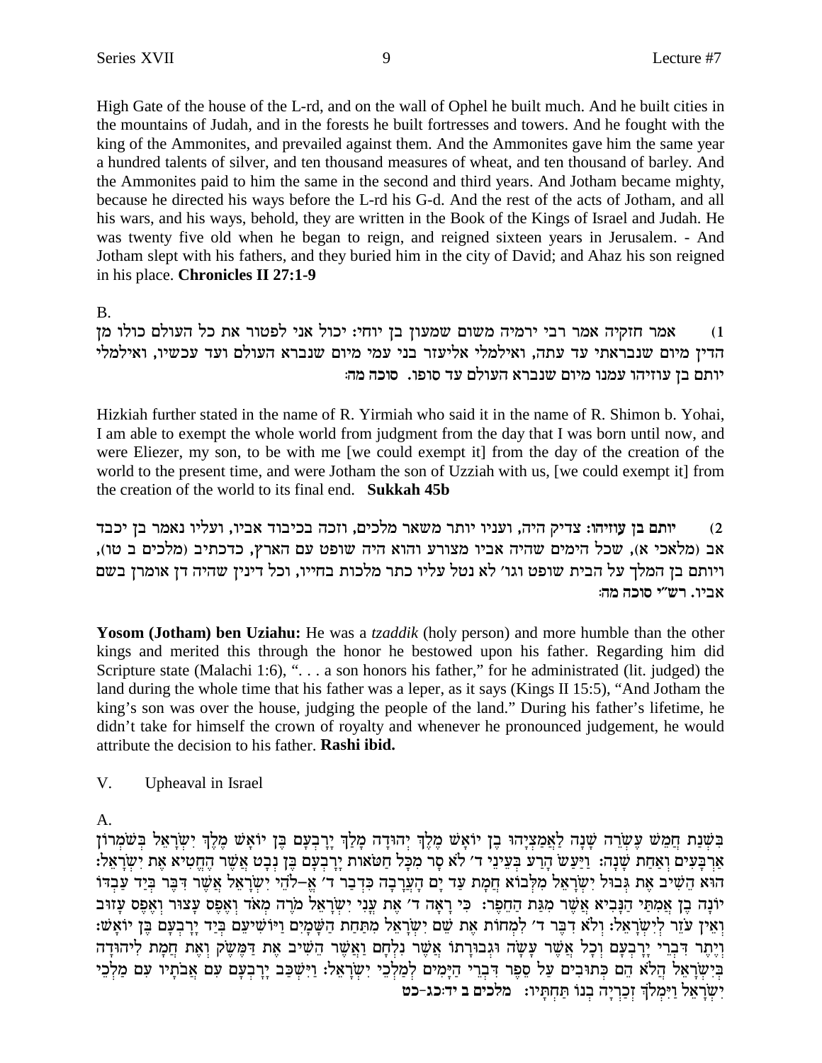High Gate of the house of the L-rd, and on the wall of Ophel he built much. And he built cities in the mountains of Judah, and in the forests he built fortresses and towers. And he fought with the king of the Ammonites, and prevailed against them. And the Ammonites gave him the same year a hundred talents of silver, and ten thousand measures of wheat, and ten thousand of barley. And the Ammonites paid to him the same in the second and third years. And Jotham became mighty, because he directed his ways before the L-rd his G-d. And the rest of the acts of Jotham, and all his wars, and his ways, behold, they are written in the Book of the Kings of Israel and Judah. He was twenty five old when he began to reign, and reigned sixteen years in Jerusalem. - And Jotham slept with his fathers, and they buried him in the city of David; and Ahaz his son reigned in his place. **Chronicles II 27:1-9**

B.

1) אמר חזקיה אמר רבי ירמיה משום שמעון בן יוחי: יכול אני לפטור את כל העולם כולו מן הדין מיום שנבראתי עד עתה, ואילמלי אליעזר בני עמי מיום שנברא העולם ועד עכשיו, ואילמלי יותם בן עוזיהו עמנו מיום שנברא העולם עד סופו. סוכה מה:

Hizkiah further stated in the name of R. Yirmiah who said it in the name of R. Shimon b. Yohai, I am able to exempt the whole world from judgment from the day that I was born until now, and were Eliezer, my son, to be with me [we could exempt it] from the day of the creation of the world to the present time, and were Jotham the son of Uzziah with us, [we could exempt it] from the creation of the world to its final end. **Sukkah 45b**

2) **יותם בן עוזיהו:** צדיק היה, ועניו יותר משאר מלכים, וזכה בכיבוד אביו, ועליו נאמר בן יכבד אב (מלאכי א), שכל הימים שהיה אביו מצורע והוא היה שופט עם הארץ, כדכתיב (מלכים ב טו), ויותם בן המלך על הבית שופט וגו' לא נטל עליו כתר מלכות בחייו, וכל דינין שהיה דן אומרן בשם אביו. רש"י סוכה מה:

**Yosom (Jotham) ben Uziahu:** He was a *tzaddik* (holy person) and more humble than the other kings and merited this through the honor he bestowed upon his father. Regarding him did Scripture state (Malachi 1:6), ". . . a son honors his father," for he administrated (lit. judged) the land during the whole time that his father was a leper, as it says (Kings II 15:5), "And Jotham the king's son was over the house, judging the people of the land." During his father's lifetime, he didn't take for himself the crown of royalty and whenever he pronounced judgement, he would attribute the decision to his father. **Rashi ibid.**

V. Upheaval in Israel

A.

בִּשְׁנַת חֲמֵשׁ עֶשְׂרֵה שָׁנָה לַאֲמַצְיָהוּ בֶן יוֹאָשׁ מֶלֶךְ יְהוּדָה מָלַךְ יָרָבְעָם בֶּן יוֹאָשׁ מֶלֶךְ יִשְׂרָאֵל בְּשֹׁמְרוֹן אַרְבָּעִים וְאַחַת שָׁנָה: וַיַּעַשׂ הָרַע בְּעֵינֵי ד' לֹא סָר מִכָּל חַטֹּאות יָרָבְעָם בֶּן נְבָט אֲשֶׁר הֶחֱטִיא אֶת יִשְׂרָאֵל: הוּא הֵשִׁיב אֶת גְּבוּל יִשְׂרָאֵל מִלְּבוֹא חֲמָת עַד יָם הָעֲרָבָה כִּדְבַר ד' אֱ-לֹהֵי יִשְׂרָאֵל אֲשֶׁר דִּבֶּר בְּיַד עַבְדּוֹ יוֹנָה בֶן אֲמִתַּי הַנָּבִיא אֲשֶׁר מִגַּת הַחֵפֶר: כִּי רָאָה ד' אֶת עֳנִי יִשְׂרָאֵל מֹרֶה מְאֹד וְאֶפֶס עָצוּר וְאֶפֶס עָזוּב וְאֵין עֹזֵר לְיִשְׂרָאֵל: וְלֹא דִבֶּר ד' לִמְחוֹת אֶת שֵׁם יִשְׂרָאֵל מִתַּחַת הַשָּׁמָיִם וַיּוֹשִׁיעֵם בְּיַד יָרָבְעָם בֶּן יוֹאָשׁ: וְיֶתֶר דִּבְרֵי יָרָבְעָם וְכָל אֲשֶׁר עָשָׂה וּגְבוּרָתוֹ אֲשֶׁר נִלְחָם וַאֲשֶׁר הֵשִׁיב אֶת דַּמֶּשֶׂק וְאֶת חֲמָת לִיהוּדָה בְּיִשְׂרָאֵל הֲלֹא הֵם כְּתוּבִים עַל סֵפֶר דִּבְרֵי הַיָּמִים לְמַלְכֵי יִשְׂרָאֵל: וַיִּשְׁכַּב יָרָבְעָם עִם אֲבֹתָיו עִם מַלְכֵי יִשְׂרָאֵל וַיִּמְלֹךְ זְכַרְיָה בְנוֹ תַּחְתָּיו: מלכים ב יד:כג-כט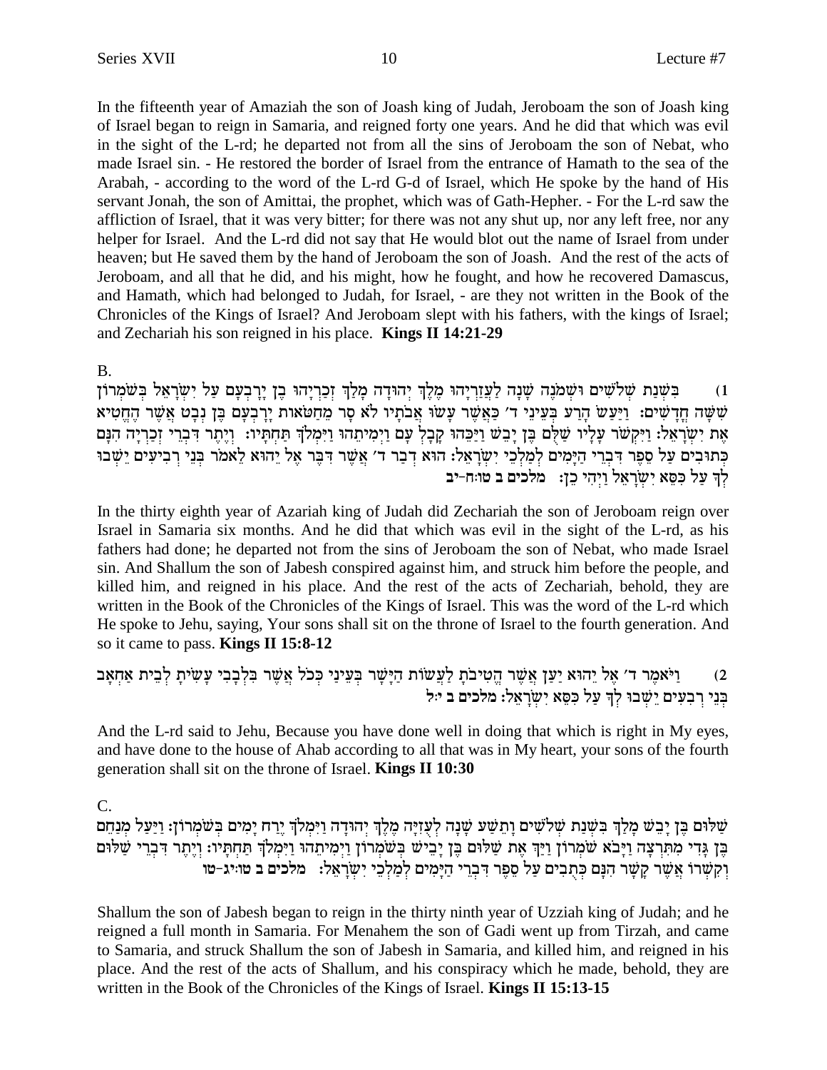In the fifteenth year of Amaziah the son of Joash king of Judah, Jeroboam the son of Joash king of Israel began to reign in Samaria, and reigned forty one years. And he did that which was evil in the sight of the L-rd; he departed not from all the sins of Jeroboam the son of Nebat, who made Israel sin. - He restored the border of Israel from the entrance of Hamath to the sea of the Arabah, - according to the word of the L-rd G-d of Israel, which He spoke by the hand of His servant Jonah, the son of Amittai, the prophet, which was of Gath-Hepher. - For the L-rd saw the affliction of Israel, that it was very bitter; for there was not any shut up, nor any left free, nor any helper for Israel. And the L-rd did not say that He would blot out the name of Israel from under heaven; but He saved them by the hand of Jeroboam the son of Joash. And the rest of the acts of Jeroboam, and all that he did, and his might, how he fought, and how he recovered Damascus, and Hamath, which had belonged to Judah, for Israel, - are they not written in the Book of the Chronicles of the Kings of Israel? And Jeroboam slept with his fathers, with the kings of Israel; and Zechariah his son reigned in his place. **Kings II 14:21-29**

B.

1) בִּשְׁנַת שְׁלֹשִׁים וּשְׁמֹנֶה שָׁנָה לַעֲזַרְיָהוּ מֶלֶךְ יְהוּדָה מָלַךְ זְכַרְיָהוּ בֶן יָרָבְעָם עַל יִשְׂרָאֵל בְּשֹׁמְרוֹן שִׁשָּׁה חֳדָשִׁים: וַיַּעַשׂ הָרַע בְּעֵינֵי ד׳ כַּאֲשֶׁר עָשׂוּ אֲבֹתָיו לֹא סָר מֵחַטֹּאות יָרָבְעָם בֶּן נְבָט אֲשֶׁר הֶחֱטִיא אֶת יִשְׂרָאֵל: וַיִּקְשֹׁר עָלָיו שַׁלֻּם בֶּן יָבֵשׁ וַיַּכֵּהוּ קָבָל עָם וַיְמִיתֵהוּ וַיִּמְלֹךְ תַּחְתָּיו: וְיֶתֶר דִּבְרֵי זְכַרְיָה הִנָּם כְּתוּבִים עַל סֵפֶר דִּבְרֵי הַיָּמִים לְמַלְכֵי יִשְׂרָאֵל: הוּא דְבַר ד׳ אֲשֶׁר דִּבֶּר אֶל יֵהוּא לֵאמֹר בְּנֵי רְבִיעִים יֵשְׁבוּ לְךָ עַל כִּסֵּא יִשְׂרָאֵל וַיְהִי כֵן: מלכים ב טו:ח-יב

In the thirty eighth year of Azariah king of Judah did Zechariah the son of Jeroboam reign over Israel in Samaria six months. And he did that which was evil in the sight of the L-rd, as his fathers had done; he departed not from the sins of Jeroboam the son of Nebat, who made Israel sin. And Shallum the son of Jabesh conspired against him, and struck him before the people, and killed him, and reigned in his place. And the rest of the acts of Zechariah, behold, they are written in the Book of the Chronicles of the Kings of Israel. This was the word of the L-rd which He spoke to Jehu, saying, Your sons shall sit on the throne of Israel to the fourth generation. And so it came to pass. **Kings II 15:8-12**

2) וַיֹּאמֶר ד׳ אֶל יֵהוּא יַעַן אֲשֶׁר הֱטִיבֹתָ לַעֲשׂוֹת הַיָּשָׁר בְּעֵינַי כְּכֹל אֲשֶׁר בִּלְבָבִי עָשִׂיתָ לְבֵית אַחְאָב בְּנֵי רְבִעִים יֵשְׁבוּ לְךָ עַל כִּסֵּא יִשְׂרָאֵל: מלכים ב י:ל

And the L-rd said to Jehu, Because you have done well in doing that which is right in My eyes, and have done to the house of Ahab according to all that was in My heart, your sons of the fourth generation shall sit on the throne of Israel. **Kings II 10:30**

C.

שַׁלּוּם בֶּן יָבֵישׁ מָלַךְ בִּשְׁנַת שְׁלֹשִׁים וָתֵשַׁע שָׁנָה לְעֻזִּיָּה מֶלֶךְ יְהוּדָה וַיִּמְלֹךְ יֶרַח יָמִים בְּשֹׁמְרוֹן: וַיַּעַל מְנַחֵם בֶּן גָּדִי מִתִּרְצָה וַיָּבֹא שֹׁמְרוֹן וַיַּךְ אֶת שַׁלּוּם בֶּן יָבֵישׁ בְּשֹׁמְרוֹן וַיְמִיתֵהוּ וַיִּמְלֹךְ תַּחְתָּיו: וְיֶתֶר דִּבְרֵי שַׁלּוּם וְקִשְׁרוֹ אֲשֶׁר קָשָׁר הִנָּם כְּתֻבִים עַל סֵפֶר דִּבְרֵי הַיָּמִים לְמַלְכֵי יִשְׂרָאֵל: מלכים ב טו:יג-טו

Shallum the son of Jabesh began to reign in the thirty ninth year of Uzziah king of Judah; and he reigned a full month in Samaria. For Menahem the son of Gadi went up from Tirzah, and came to Samaria, and struck Shallum the son of Jabesh in Samaria, and killed him, and reigned in his place. And the rest of the acts of Shallum, and his conspiracy which he made, behold, they are written in the Book of the Chronicles of the Kings of Israel. **Kings II 15:13-15**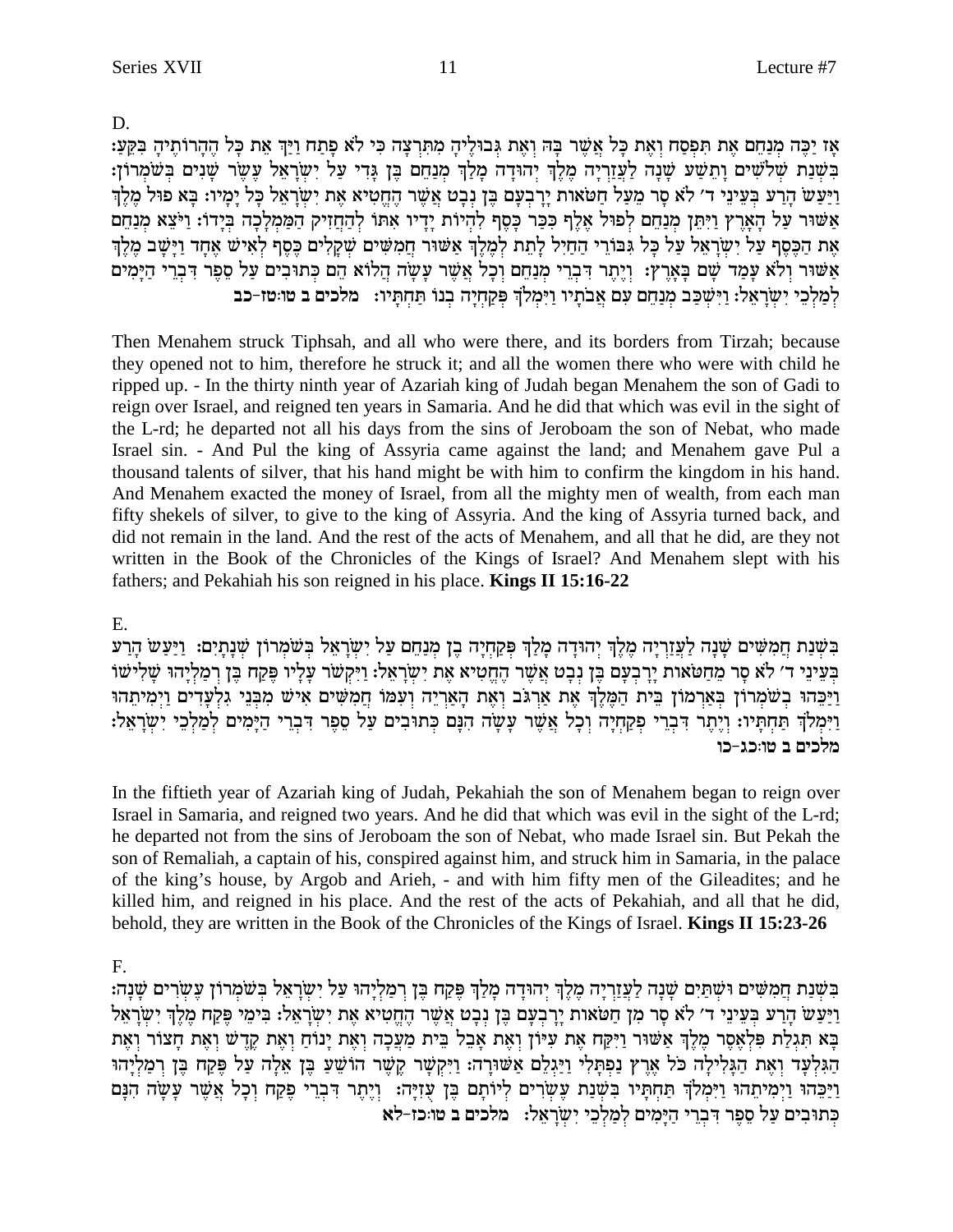D.

אָז יַכֶּה מְנַחֵם אֶת תִּפְסַח וְאֶת כָּל אֲשֶׁר בָּהּ וְאֶת גְּבוּלֶיהָ מִתִּרְצָה כִּי לֹא פָתַח וַיַּךְ אֵת כָּל הֶהָרוֹתֶיהָ בִּקֵּעַ: בִּשְׁנַת שְׁלֹשִׁים וָתֵשַׁע שָׁנָה לַעֲזַרְיָה מֶלֶךְ יְהוּדָה מָלַךְ מְנַחֵם בֶּן גָּדִי עַל יִשְׂרָאֵל עֶשֶׂר שָׁנִים בְּשֹׁמְרוֹן: וַיַּעַשׂ הָרַע בְּעֵינֵי ד׳ לֹא סָר מֵעַל חַטֹּאות יָרָבְעָם בֶּן נְבָט אֲשֶׁר הֶחֱטִיא אֶת יִשְׂרָאֵל כָּל יָמָיו: בָּא פוּל מֶלֶךְ אַשּׁוּר עַל הָאָרֶץ וַיִּתֵּן מְנַחֵם לְפוּל אֶלֶף כִּכַּר כָּסֶף לִהְיוֹת יָדָיו אִתּוֹ לְהַחֲזִיק הַמַּמְלָכָה בְּיָדוֹ: וַיֹּצֵא מְנַחֵם אֶת הַכֶּסֶף עַל יִשְׂרָאֵל עַל כָּל גִּבּוֹרֵי הַחַיִל לָתֵת לְמֶלֶךְ אַשּׁוּר חֲמִשִּׁים שְׁקָלִים כֶּסֶף לְאִישׁ אֶחָד וַיָּשָׁב מֶלֶךְ אַשּׁוּר וְלֹא עָמַד שָׁם בָּאָרֶץ: וְיֶתֶר דִּבְרֵי מְנַחֵם וְכָל אֲשֶׁר עָשָׂה הֲלוֹא הֵם כְּתוּבִים עַל סֵפֶר דִּבְרֵי הַיָּמִים לְמַלְכֵי יִשְׂרָאֵל: וַיִּשְׁכַּב מְנַחֵם עִם אֲבֹתָיו וַיִּמְלֹךְ פְּקַחְיָה בְנוֹ תַּחְתָּיו: **מלכים ב טו:טז-כב**

Then Menahem struck Tiphsah, and all who were there, and its borders from Tirzah; because they opened not to him, therefore he struck it; and all the women there who were with child he ripped up. - In the thirty ninth year of Azariah king of Judah began Menahem the son of Gadi to reign over Israel, and reigned ten years in Samaria. And he did that which was evil in the sight of the L-rd; he departed not all his days from the sins of Jeroboam the son of Nebat, who made Israel sin. - And Pul the king of Assyria came against the land; and Menahem gave Pul a thousand talents of silver, that his hand might be with him to confirm the kingdom in his hand. And Menahem exacted the money of Israel, from all the mighty men of wealth, from each man fifty shekels of silver, to give to the king of Assyria. And the king of Assyria turned back, and did not remain in the land. And the rest of the acts of Menahem, and all that he did, are they not written in the Book of the Chronicles of the Kings of Israel? And Menahem slept with his fathers; and Pekahiah his son reigned in his place. **Kings II 15:16-22**

E.

בִּשְׁנַת חֲמִשִּׁים שָׁנָה לַעֲזַרְיָה מֶלֶךְ יְהוּדָה מָלַךְ פְּקַחְיָה בֶן מְנַחֵם עַל יִשְׂרָאֵל בְּשֹׁמְרוֹן שְׁנָתָיִם: וַיַּעַשׂ הָרַע בְּעֵינֵי ד׳ לֹא סָר מֵחַטֹּאות יָרָבְעָם בֶּן נְבָט אֲשֶׁר הֶחֱטִיא אֶת יִשְׂרָאֵל: וַיִּקְשֹׁר עָלָיו פֶּקַח בֶּן רְמַלְיָהוּ שָׁלִישׁוֹ וַיַּכֵּהוּ בְשֹׁמְרוֹן בְּאַרְמוֹן בֵּית הַמֶּלֶךְ אֶת אַרְגֹּב וְאֶת הָאַרְיֵה וְעִמּוֹ חֲמִשִּׁים אִישׁ מִבְּנֵי גִלְעָדִים וַיְמִיתֵהוּ וַיִּמְלֹךְ תַּחְתָּיו: וְיֶתֶר דִּבְרֵי פְקַחְיָה וְכָל אֲשֶׁר עָשָׂה הִנָּם כְּתוּבִים עַל סֵפֶר דִּבְרֵי הַיָּמִים לְמַלְכֵי יִשְׂרָאֵל: **מלכים ב טו:כג-כו**

In the fiftieth year of Azariah king of Judah, Pekahiah the son of Menahem began to reign over Israel in Samaria, and reigned two years. And he did that which was evil in the sight of the L-rd; he departed not from the sins of Jeroboam the son of Nebat, who made Israel sin. But Pekah the son of Remaliah, a captain of his, conspired against him, and struck him in Samaria, in the palace of the king's house, by Argob and Arieh, - and with him fifty men of the Gileadites; and he killed him, and reigned in his place. And the rest of the acts of Pekahiah, and all that he did, behold, they are written in the Book of the Chronicles of the Kings of Israel. **Kings II 15:23-26**

F.

בִּשְׁנַת חֲמִשִּׁים וּשְׁתַּיִם שָׁנָה לַעֲזַרְיָה מֶלֶךְ יְהוּדָה מָלַךְ פֶּקַח בֶּן רְמַלְיָהוּ עַל יִשְׂרָאֵל בְּשֹׁמְרוֹן עֶשְׂרִים שָׁנָה: וַיַּעַשׂ הָרַע בְּעֵינֵי ד׳ לֹא סָר מִן חַטֹּאות יָרָבְעָם בֶּן נְבָט אֲשֶׁר הֶחֱטִיא אֶת יִשְׂרָאֵל: בִּימֵי פֶּקַח מֶלֶךְ יִשְׂרָאֵל בָּא תִּגְלַת פִּלְאֶסֶר מֶלֶךְ אַשּׁוּר וַיִּקַּח אֶת עִיּוֹן וְאֶת אָבֵל בֵּית מַעֲכָה וְאֶת יָנוֹחַ וְאֶת קֶדֶשׁ וְאֶת חָצוֹר וְאֶת הַגִּלְעָד וְאֶת הַגָּלִילָה כֹּל אֶרֶץ נַפְתָּלִי וַיַּגְלֵם אַשּׁוּרָה: וַיִּקְשָׁר קֶשֶׁר הוֹשֵׁעַ בֶּן אֵלָה עַל פֶּקַח בֶּן רְמַלְיָהוּ וַיַּכֵּהוּ וַיְמִיתֵהוּ וַיִּמְלֹךְ תַּחְתָּיו בִּשְׁנַת עֶשְׂרִים לְיוֹתָם בֶּן עֻזִּיָּה: וְיֶתֶר דִּבְרֵי פֶקַח וְכָל אֲשֶׁר עָשָׂה הִנָּם כְּתוּבִים עַל סֵפֶר דִּבְרֵי הַיָּמִים לְמַלְכֵי יִשְׂרָאֵל: **מלכים ב טו:כז-לא**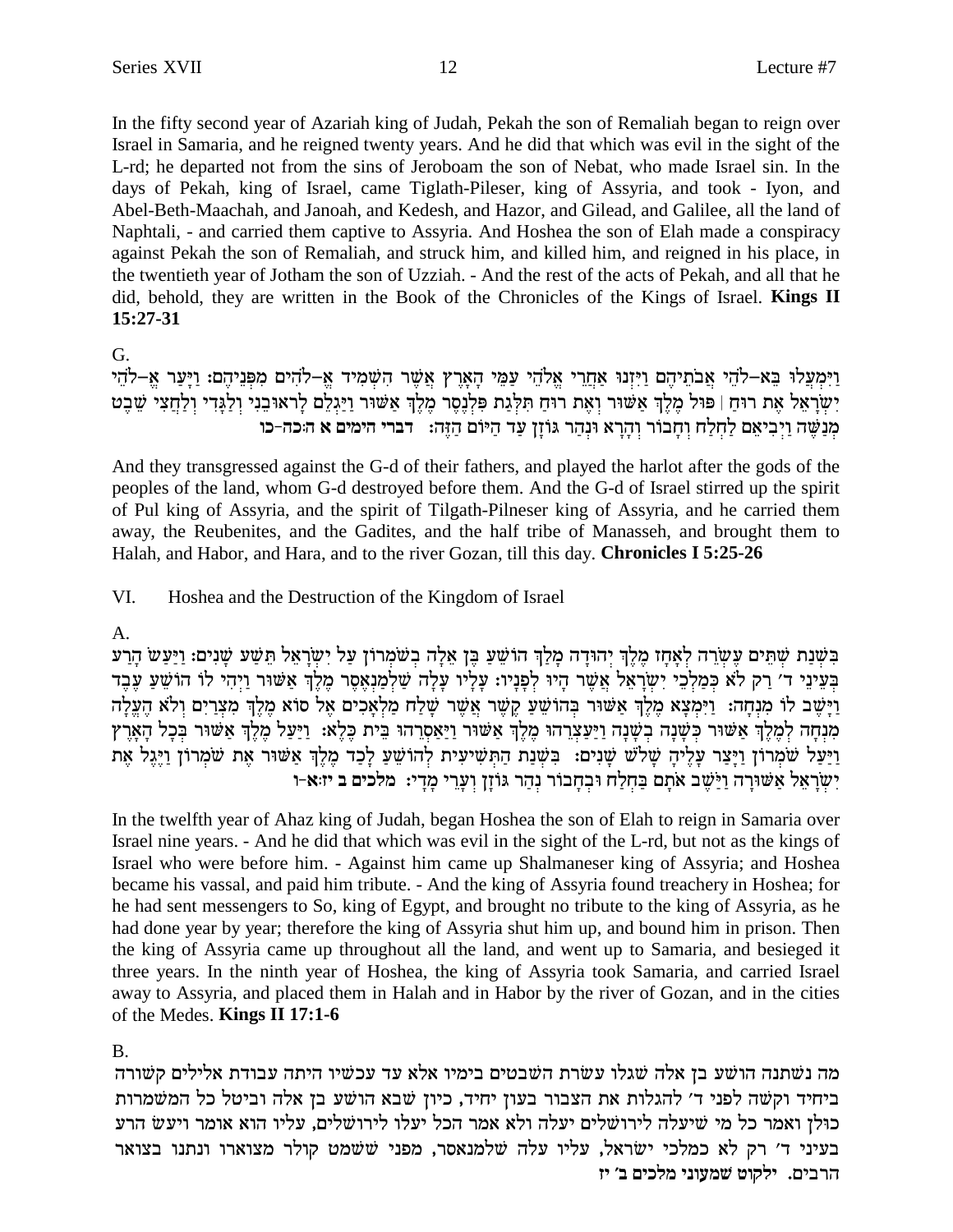In the fifty second year of Azariah king of Judah, Pekah the son of Remaliah began to reign over Israel in Samaria, and he reigned twenty years. And he did that which was evil in the sight of the L-rd; he departed not from the sins of Jeroboam the son of Nebat, who made Israel sin. In the days of Pekah, king of Israel, came Tiglath-Pileser, king of Assyria, and took - Iyon, and Abel-Beth-Maachah, and Janoah, and Kedesh, and Hazor, and Gilead, and Galilee, all the land of Naphtali, - and carried them captive to Assyria. And Hoshea the son of Elah made a conspiracy against Pekah the son of Remaliah, and struck him, and killed him, and reigned in his place, in the twentieth year of Jotham the son of Uzziah. - And the rest of the acts of Pekah, and all that he did, behold, they are written in the Book of the Chronicles of the Kings of Israel. **Kings II 15:27-31**

G.

וַיִּמְעֲלוּ בֵּא–לֹהֵי אֲבֹתֵיהֶם וַיִּזְנוּ אַחֲרֵי אֱלֹהֵי עַמֵּי הָאָרֶץ אֲשֶׁר הִשְׁמִיד אֱ–לֹהִים מִפְּנֵיהֶם: וַיָּעַר אֱ–לֹהֵי יִשְׂרָאֵל אֶת רוּחַ | פּוּל מֶלֶךְ אַשּׁוּר וְאֶת רוּחַ תִּלְּגַת פִּלְנֶסֶר מֶלֶךְ אַשּׁוּר וַיַּגְלֵם לָראוּבֵנִי וְלַגָּדִי וְלַחֲצִי שֵׁבֶט מְנַשֶּׁה וַיְבִיאֵם לַחְלַח וְחָבוֹר וְהָרָא וּנְהַר גּוֹזָן עַד הַיּוֹם הַזֶּה: **דברי הימים א ה:כה-כו**

And they transgressed against the G-d of their fathers, and played the harlot after the gods of the peoples of the land, whom G-d destroyed before them. And the G-d of Israel stirred up the spirit of Pul king of Assyria, and the spirit of Tilgath-Pilneser king of Assyria, and he carried them away, the Reubenites, and the Gadites, and the half tribe of Manasseh, and brought them to Halah, and Habor, and Hara, and to the river Gozan, till this day. **Chronicles I 5:25-26**

VI. Hoshea and the Destruction of the Kingdom of Israel

A.

בִּשְׁנַת שְׁתֵּים עֶשְׂרֵה לְאָחָז מֶלֶךְ יְהוּדָה מָלַךְ הוֹשֵׁעַ בֶּן אֵלָה בְשֹׁמְרוֹן עַל יִשְׂרָאֵל תֵּשַׁע שָׁנִים: וַיַּעַשׂ הָרַע בְּעֵינֵי ד׳ רַק לֹא כְּמַלְכֵי יִשְׂרָאֵל אֲשֶׁר הָיוּ לְפָנָיו: עָלָיו עָלָה שַׁלְמַנְאֶסֶר מֶלֶךְ אַשּׁוּר וַיְהִי לוֹ הוֹשֵׁעַ עֶבֶד וַיָּשֶׁב לוֹ מִנְחָה: וַיִּמְצָא מֶלֶךְ אַשּׁוּר בְּהוֹשֵׁעַ קֶשֶׁר אֲשֶׁר שָׁלַח מַלְאָכִים אֶל סוֹא מֶלֶךְ מִצְרַיִם וְלֹא הֶעֱלָה מִנְחָה לְמֶלֶךְ אַשּׁוּר כְּשָׁנָה בְשָׁנָה וַיַּעַצְרֵהוּ מֶלֶךְ אַשּׁוּר וַיַּאַסְרֵהוּ בֵּית כֶּלֶא: וַיַּעַל מֶלֶךְ אַשּׁוּר בְּכָל הָאָרֶץ וַיַּעַל שֹׁמְרוֹן וַיָּצַר עָלֶיהָ שָׁלֹשׁ שָׁנִים: בִּשְׁנַת הַתְּשִׁיעִית לְהוֹשֵׁעַ לָכַד מֶלֶךְ אַשּׁוּר אֶת שֹׁמְרוֹן וַיֶּגֶל אֶת יִשְׂרָאֵל אַשּׁוּרָה וַיֹּשֶׁב אֹתָם בַּחְלַח וּבְחָבוֹר נְהַר גּוֹזָן וְעָרֵי מָדָי: **מלכים ב יז:א-ו**

In the twelfth year of Ahaz king of Judah, began Hoshea the son of Elah to reign in Samaria over Israel nine years. - And he did that which was evil in the sight of the L-rd, but not as the kings of Israel who were before him. - Against him came up Shalmaneser king of Assyria; and Hoshea became his vassal, and paid him tribute. - And the king of Assyria found treachery in Hoshea; for he had sent messengers to So, king of Egypt, and brought no tribute to the king of Assyria, as he had done year by year; therefore the king of Assyria shut him up, and bound him in prison. Then the king of Assyria came up throughout all the land, and went up to Samaria, and besieged it three years. In the ninth year of Hoshea, the king of Assyria took Samaria, and carried Israel away to Assyria, and placed them in Halah and in Habor by the river of Gozan, and in the cities of the Medes. **Kings II 17:1-6**

B.

מה נשתנה הושע בן אלה שגלו עשרת השבטים בימיו אלא עד עכשיו היתה עבודת אלילים קשורה ביחיד וקשה לפני ד׳ להגלות את הצבור בעון יחיד, כיון שבא הושע בן אלה וביטל כל המשמרות כולן ואמר כל מי שיעלה לירושלים יעלה ולא אמר הכל יעלו לירושלים, עליו הוא אומר ויעש הרע בעיני ד׳ רק לא כמלכי ישראל, עליו עלה שלמנאסר, מפני ששמט קולר מצוארו ונתנו בצואר הרבים. **ילקוט שמעוני מלכים ב׳ יז**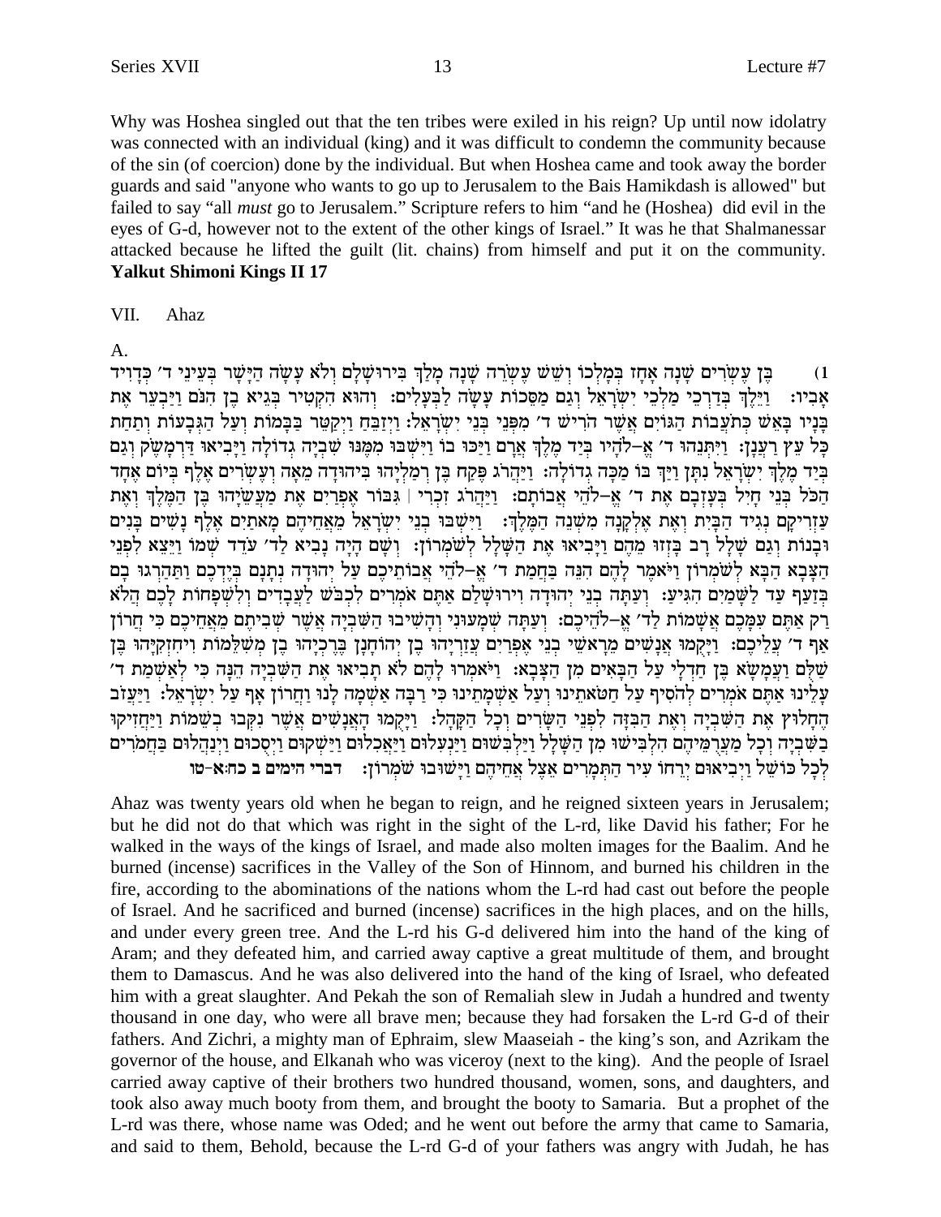Why was Hoshea singled out that the ten tribes were exiled in his reign? Up until now idolatry was connected with an individual (king) and it was difficult to condemn the community because of the sin (of coercion) done by the individual. But when Hoshea came and took away the border guards and said "anyone who wants to go up to Jerusalem to the Bais Hamikdash is allowed" but failed to say "all *must* go to Jerusalem." Scripture refers to him "and he (Hoshea) did evil in the eyes of G-d, however not to the extent of the other kings of Israel." It was he that Shalmanessar attacked because he lifted the guilt (lit. chains) from himself and put it on the community. **Yalkut Shimoni Kings II 17**

VII. Ahaz

A.

1) בֶּן עֶשְׂרִים שָׁנָה אָחָז בְּמָלְכוֹ וְשֵׁשׁ עֶשְׂרֵה שָׁנָה מָלַךְ בִּירוּשָׁלָם וְלֹא עָשָׂה הַיָּשָׁר בְּעֵינֵי ד׳ כְּדָוִיד אָבִיו: וַיֵּלֶךְ בְּדַרְכֵי מַלְכֵי יִשְׂרָאֵל וְגַם מַסֵּכוֹת עָשָׂה לַבְּעָלִים: וְהוּא הִקְטִיר בְּגֵיא בֶן הִנֹּם וַיַּבְעֵר אֶת בָּנָיו בָּאֵשׁ כְּתֹעֲבוֹת הַגּוֹיִם אֲשֶׁר הֹרִישׁ ד׳ מִפְּנֵי בְּנֵי יִשְׂרָאֵל: וַיְזַבֵּחַ וַיְקַטֵּר בַּבָּמוֹת וְעַל הַגְּבָעוֹת וְתַחַת כָּל עֵץ רַעֲנָן: וַיִּתְּנֵהוּ ד׳ אֱ-לֹהָיו בְּיַד מֶלֶךְ אֲרָם וַיַּכּוּ בוֹ וַיִּשְׁבּוּ מִמֶּנּוּ שִׁבְיָה גְדוֹלָה וַיָּבִיאוּ דַּרְמָשֶׂק וְגַם בְּיַד מֶלֶךְ יִשְׂרָאֵל נִתָּן וַיַּךְ בּוֹ מַכָּה גְדוֹלָה: וַיַּהֲרֹג פֶּקַח בֶּן רְמַלְיָהוּ בִּיהוּדָה מֵאָה וְעֶשְׂרִים אֶלֶף בְּיוֹם אֶחָד הַכֹּל בְּנֵי חָיִל בְּעָזְבָם אֶת ד׳ אֱ-לֹהֵי אֲבוֹתָם: וַיַּהֲרֹג זִכְרִי | גִּבּוֹר אֶפְרַיִם אֶת מַעֲשֵׂיָהוּ בֶּן הַמֶּלֶךְ וְאֶת עַזְרִיקָם נְגִיד הַבָּיִת וְאֶת אֶלְקָנָה מִשְׁנֵה הַמֶּלֶךְ: וַיִּשְׁבּוּ בְנֵי יִשְׂרָאֵל מֵאֲחֵיהֶם מָאתַיִם אֶלֶף נָשִׁים בָּנִים וּבָנוֹת וְגַם שָׁלָל רָב בָּזְזוּ מֵהֶם וַיָּבִיאוּ אֶת הַשָּׁלָל לְשֹׁמְרוֹן: וְשָׁם הָיָה נָבִיא לַד׳ עֹדֵד שְׁמוֹ וַיֵּצֵא לִפְנֵי הַצָּבָא הַבָּא לְשֹׁמְרוֹן וַיֹּאמֶר לָהֶם הִנֵּה בַּחֲמַת ד׳ אֱ-לֹהֵי אֲבוֹתֵיכֶם עַל יְהוּדָה נְתָנָם בְּיֶדְכֶם וַתַּהַרְגוּ בָם בְּזַעַף עַד לַשָּׁמַיִם הִגִּיעַ: וְעַתָּה בְּנֵי יְהוּדָה וִירוּשָׁלַם אַתֶּם אֹמְרִים לִכְבֹּשׁ לַעֲבָדִים וְלִשְׁפָחוֹת לָכֶם הֲלֹא רַק אַתֶּם עִמָּכֶם אֲשָׁמוֹת לַד׳ אֱ-לֹהֵיכֶם: וְעַתָּה שְׁמָעוּנִי וְהָשִׁיבוּ הַשִּׁבְיָה אֲשֶׁר שְׁבִיתֶם מֵאֲחֵיכֶם כִּי חֲרוֹן אַף ד׳ עֲלֵיכֶם: וַיָּקֻמוּ אֲנָשִׁים מֵרָאשֵׁי בְנֵי אֶפְרַיִם עֲזַרְיָהוּ בֶן יְהוֹחָנָן בֶּרֶכְיָהוּ בֶן מְשִׁלֵּמוֹת וִיחִזְקִיָּהוּ בֶּן שַׁלֻּם וַעֲמָשָׂא בֶּן חַדְלָי עַל הַבָּאִים מִן הַצָּבָא: וַיֹּאמְרוּ לָהֶם לֹא תָבִיאוּ אֶת הַשִּׁבְיָה הֵנָּה כִּי לְאַשְׁמַת ד׳ עָלֵינוּ אַתֶּם אֹמְרִים לְהֹסִיף עַל חַטֹּאתֵינוּ וְעַל אַשְׁמָתֵינוּ כִּי רַבָּה אַשְׁמָה לָנוּ וַחֲרוֹן אָף עַל יִשְׂרָאֵל: וַיַּעֲזֹב הֶחָלוּץ אֶת הַשִּׁבְיָה וְאֶת הַבִּזָּה לִפְנֵי הַשָּׂרִים וְכָל הַקָּהָל: וַיָּקֻמוּ הָאֲנָשִׁים אֲשֶׁר נִקְּבוּ בְשֵׁמוֹת וַיַּחֲזִיקוּ בַשִּׁבְיָה וְכָל מַעֲרֻמֵּיהֶם הִלְבִּישׁוּ מִן הַשָּׁלָל וַיַּלְבִּשׁוּם וַיַּנְעִלוּם וַיַּאֲכִלוּם וַיַּשְׁקוּם וַיְסֻכוּם וַיְנַהֲלוּם בַּחֲמֹרִים לְכָל כּוֹשֵׁל וַיְבִיאוּם יְרֵחוֹ עִיר הַתְּמָרִים אֵצֶל אֲחֵיהֶם וַיָּשׁוּבוּ שֹׁמְרוֹן: **דברי הימים ב כח:א-טו**

Ahaz was twenty years old when he began to reign, and he reigned sixteen years in Jerusalem; but he did not do that which was right in the sight of the L-rd, like David his father; For he walked in the ways of the kings of Israel, and made also molten images for the Baalim. And he burned (incense) sacrifices in the Valley of the Son of Hinnom, and burned his children in the fire, according to the abominations of the nations whom the L-rd had cast out before the people of Israel. And he sacrificed and burned (incense) sacrifices in the high places, and on the hills, and under every green tree. And the L-rd his G-d delivered him into the hand of the king of Aram; and they defeated him, and carried away captive a great multitude of them, and brought them to Damascus. And he was also delivered into the hand of the king of Israel, who defeated him with a great slaughter. And Pekah the son of Remaliah slew in Judah a hundred and twenty thousand in one day, who were all brave men; because they had forsaken the L-rd G-d of their fathers. And Zichri, a mighty man of Ephraim, slew Maaseiah - the king's son, and Azrikam the governor of the house, and Elkanah who was viceroy (next to the king). And the people of Israel carried away captive of their brothers two hundred thousand, women, sons, and daughters, and took also away much booty from them, and brought the booty to Samaria. But a prophet of the L-rd was there, whose name was Oded; and he went out before the army that came to Samaria, and said to them, Behold, because the L-rd G-d of your fathers was angry with Judah, he has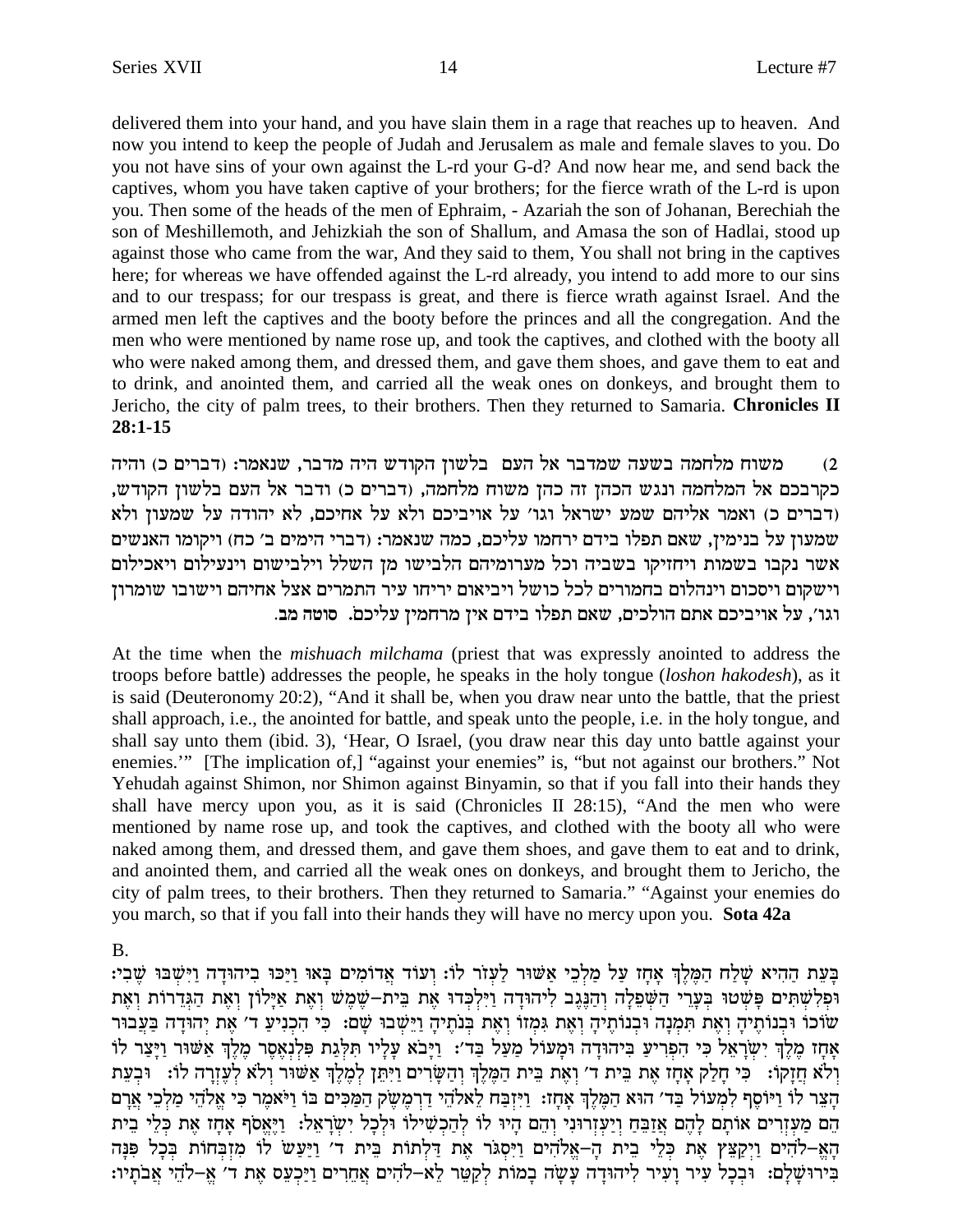delivered them into your hand, and you have slain them in a rage that reaches up to heaven. And now you intend to keep the people of Judah and Jerusalem as male and female slaves to you. Do you not have sins of your own against the L-rd your G-d? And now hear me, and send back the captives, whom you have taken captive of your brothers; for the fierce wrath of the L-rd is upon you. Then some of the heads of the men of Ephraim, - Azariah the son of Johanan, Berechiah the son of Meshillemoth, and Jehizkiah the son of Shallum, and Amasa the son of Hadlai, stood up against those who came from the war, And they said to them, You shall not bring in the captives here; for whereas we have offended against the L-rd already, you intend to add more to our sins and to our trespass; for our trespass is great, and there is fierce wrath against Israel. And the armed men left the captives and the booty before the princes and all the congregation. And the men who were mentioned by name rose up, and took the captives, and clothed with the booty all who were naked among them, and dressed them, and gave them shoes, and gave them to eat and to drink, and anointed them, and carried all the weak ones on donkeys, and brought them to Jericho, the city of palm trees, to their brothers. Then they returned to Samaria. **Chronicles II 28:1-15**

2) משוח מלחמה בשעה שמדבר אל העם בלשון הקודש היה מדבר, שנאמר: (דברים כ) והיה כקרבכם אל המלחמה ונגש הכהן זה כהן משוח מלחמה, (דברים כ) ודבר אל העם בלשון הקודש, (דברים כ) ואמר אליהם שמע ישראל וגו' על אויביכם ולא על אחיכם, לא יהודה על שמעון ולא שמעון על בנימין, שאם תפלו בידם ירחמו עליכם, כמה שנאמר: (דברי הימים ב' כח) ויקומו האנשים אשר נקבו בשמות ויחזיקו בשביה וכל מערומיהם הלבישו מן השלל וילבישום וינעילום ויאכילום וישקום ויסכום וינהלום בחמורים לכל כושל ויביאום יריחו עיר התמרים אצל אחיהם וישובו שומרון וגו', על אויביכם אתם הולכים, שאם תפלו בידם אין מרחמין עליכם. סוטה מב.

At the time when the *mishuach milchama* (priest that was expressly anointed to address the troops before battle) addresses the people, he speaks in the holy tongue (*loshon hakodesh*), as it is said (Deuteronomy 20:2), "And it shall be, when you draw near unto the battle, that the priest shall approach, i.e., the anointed for battle, and speak unto the people, i.e. in the holy tongue, and shall say unto them (ibid. 3), 'Hear, O Israel, (you draw near this day unto battle against your enemies.'" [The implication of,] "against your enemies" is, "but not against our brothers." Not Yehudah against Shimon, nor Shimon against Binyamin, so that if you fall into their hands they shall have mercy upon you, as it is said (Chronicles II 28:15), "And the men who were mentioned by name rose up, and took the captives, and clothed with the booty all who were naked among them, and dressed them, and gave them shoes, and gave them to eat and to drink, and anointed them, and carried all the weak ones on donkeys, and brought them to Jericho, the city of palm trees, to their brothers. Then they returned to Samaria." "Against your enemies do you march, so that if you fall into their hands they will have no mercy upon you. **Sota 42a**

B.

בָּעֵת הַהִיא שָׁלַח הַמֶּלֶךְ אָחָז עַל מַלְכֵי אַשּׁוּר לַעְזֹר לוֹ: וְעוֹד אֲדוֹמִים בָּאוּ וַיַּכּוּ בִיהוּדָה וַיִּשְׁבּוּ שֶׁבִי: וּפְלִשְׁתִּים פָּשְׁטוּ בְּעָרֵי הַשְּׁפֵלָה וְהַנֶּגֶב לִיהוּדָה וַיִּלְכְּדוּ אֶת בֵּית-שֶׁמֶשׁ וְאֶת אַיָּלוֹן וְאֶת הַגְּדֵרוֹת וְאֶת שׂוֹכוֹ וּבְנוֹתֶיהָ וְאֶת תִּמְנָה וּבְנוֹתֶיהָ וְאֶת גִּמְזוֹ וְאֶת בְּנֹתֶיהָ וַיֵּשְׁבוּ שָׁם: כִּי הִכְנִיעַ ד' אֶת יְהוּדָה בַּעֲבוּר אָחָז מֶלֶךְ יִשְׂרָאֵל כִּי הִפְרִיעַ בִּיהוּדָה וּמָעוֹל מַעַל בַּד': וַיָּבֹא עָלָיו תִּלְּגַת פִּלְנְאֶסֶר מֶלֶךְ אַשּׁוּר וַיָּצַר לוֹ וְלֹא חֲזָקוֹ: כִּי חָלַק אָחָז אֶת בֵּית ד' וְאֶת בֵּית הַמֶּלֶךְ וְהַשָּׂרִים וַיִּתֵּן לְמֶלֶךְ אַשּׁוּר וְלֹא לְעֶזְרָה לוֹ: וּבְעֵת הָצֵר לוֹ וַיּוֹסֶף לִמְעוֹל בַּד' הוּא הַמֶּלֶךְ אָחָז: וַיִּזְבַּח לֵאלֹהֵי דַרְמֶשֶׂק הַמַּכִּים בּוֹ וַיֹּאמֶר כִּי אֱלֹהֵי מַלְכֵי אֲרָם הֵם מַעְזְרִים אוֹתָם לָהֶם אֲזַבֵּחַ וְיַעְזְרוּנִי וְהֵם הָיוּ לוֹ לְהַכְשִׁילוֹ וּלְכָל יִשְׂרָאֵל: וַיֶּאֱסֹף אָחָז אֶת כְּלֵי בֵית הָאֶ-לֹהִים וַיְקַצֵּץ אֶת כְּלֵי בֵית הָ-אֱלֹהִים וַיִּסְגֹּר אֶת דַּלְתוֹת בֵּית ד' וַיַּעַשׂ לוֹ מִזְבְּחוֹת בְּכָל פִּנָּה בִּירוּשָׁלָם: וּבְכָל עִיר וָעִיר לִיהוּדָה עָשָׂה בָמוֹת לְקַטֵּר לֵא-לֹהִים אֲחֵרִים וַיַּכְעֵס אֶת ד' אֱ-לֹהֵי אֲבֹתָיו: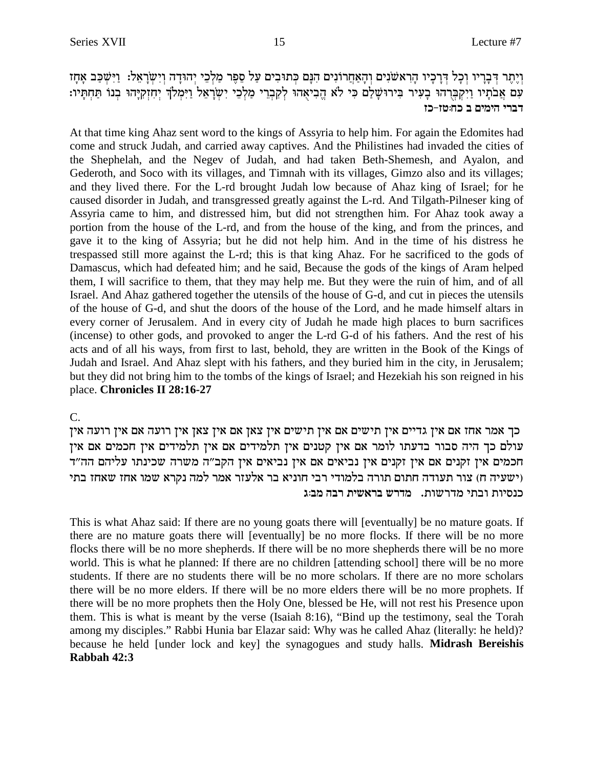וְיֶתֶר דְּבָרָיו וְכָל דְּרָכָיו הָרִאשֹׁנִים וְהָאַחֲרוֹנִים הִנָּם כְּתוּבִים עַל סֵפֶר מַלְכֵי יְהוּדָה וְיִשְׂרָאֵל: וַיִּשְׁכַּב אָחָז עִם אֲבֹתָיו וַיִּקְבְּרֻהוּ בָעִיר בִּירוּשָׁלִַם כִּי לֹא הֱבִיאֻהוּ לְקִבְרֵי מַלְכֵי יִשְׂרָאֵל וַיִּמְלֹךְ יְחִזְקִיָּהוּ בְנוֹ תַּחְתָּיו:
**דברי הימים ב כח:טז-כז**

At that time king Ahaz sent word to the kings of Assyria to help him. For again the Edomites had come and struck Judah, and carried away captives. And the Philistines had invaded the cities of the Shephelah, and the Negev of Judah, and had taken Beth-Shemesh, and Ayalon, and Gederoth, and Soco with its villages, and Timnah with its villages, Gimzo also and its villages; and they lived there. For the L-rd brought Judah low because of Ahaz king of Israel; for he caused disorder in Judah, and transgressed greatly against the L-rd. And Tilgath-Pilneser king of Assyria came to him, and distressed him, but did not strengthen him. For Ahaz took away a portion from the house of the L-rd, and from the house of the king, and from the princes, and gave it to the king of Assyria; but he did not help him. And in the time of his distress he trespassed still more against the L-rd; this is that king Ahaz. For he sacrificed to the gods of Damascus, which had defeated him; and he said, Because the gods of the kings of Aram helped them, I will sacrifice to them, that they may help me. But they were the ruin of him, and of all Israel. And Ahaz gathered together the utensils of the house of G-d, and cut in pieces the utensils of the house of G-d, and shut the doors of the house of the Lord, and he made himself altars in every corner of Jerusalem. And in every city of Judah he made high places to burn sacrifices (incense) to other gods, and provoked to anger the L-rd G-d of his fathers. And the rest of his acts and of all his ways, from first to last, behold, they are written in the Book of the Kings of Judah and Israel. And Ahaz slept with his fathers, and they buried him in the city, in Jerusalem; but they did not bring him to the tombs of the kings of Israel; and Hezekiah his son reigned in his place. **Chronicles II 28:16-27**

C.

כך אמר אחז אם אין גדיים אין תישים אם אין תישים אין צאן אם אין צאן אין רועה אם אין רועה אין עולם כך היה סבור בדעתו לומר אם אין קטנים אין תלמידים אם אין תלמידים אין חכמים אם אין חכמים אין זקנים אם אין זקנים אין נביאים אם אין נביאים אין הקב"ה משרה שכינתו עליהם הה"ד (ישעיה ח) צור תעודה חתום תורה בלמודי רבי חוניא בר אלעזר אמר למה נקרא שמו אחז שאחז בתי כנסיות ובתי מדרשות. **מדרש בראשית רבה מב:ג**

This is what Ahaz said: If there are no young goats there will [eventually] be no mature goats. If there are no mature goats there will [eventually] be no more flocks. If there will be no more flocks there will be no more shepherds. If there will be no more shepherds there will be no more world. This is what he planned: If there are no children [attending school] there will be no more students. If there are no students there will be no more scholars. If there are no more scholars there will be no more elders. If there will be no more elders there will be no more prophets. If there will be no more prophets then the Holy One, blessed be He, will not rest his Presence upon them. This is what is meant by the verse (Isaiah 8:16), "Bind up the testimony, seal the Torah among my disciples." Rabbi Hunia bar Elazar said: Why was he called Ahaz (literally: he held)? because he held [under lock and key] the synagogues and study halls. **Midrash Bereishis Rabbah 42:3**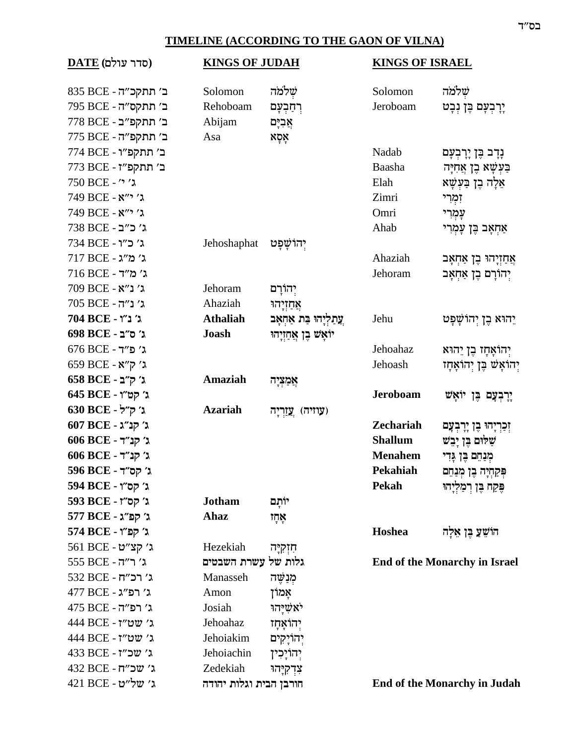## TIMELINE (ACCORDING TO THE GAON OF VILNA)

| DATE (סדר עולם) | KINGS OF JUDAH | | KINGS OF ISRAEL | |
|---|---|---|---|---|
| ב׳ תתקכ״ה - 835 BCE | Solomon | שְׁלֹמֹה | Solomon | שְׁלֹמֹה |
| ב׳ תתקס״ה - 795 BCE | Rehoboam | רְחַבְעָם | Jeroboam | יָרָבְעָם בֶּן נְבָט |
| ב׳ תתקפ״ב - 778 BCE | Abijam | אֲבִיָּם | | |
| ב׳ תתקפ״ה - 775 BCE | Asa | אָסָא | | |
| ב׳ תתקפ״ו - 774 BCE | | | Nadab | נָדָב בֶּן יָרָבְעָם |
| ב׳ תתקפ״ז - 773 BCE | | | Baasha | בַּעְשָׁא בֶן אֲחִיָּה |
| ג׳ י׳ - 750 BCE | | | Elah | אֵלָה בֶן בַּעְשָׁא |
| ג׳ י״א - 749 BCE | | | Zimri | זִמְרִי |
| ג׳ י״א - 749 BCE | | | Omri | עָמְרִי |
| ג׳ כ״ב - 738 BCE | | | Ahab | אַחְאָב בֶּן עָמְרִי |
| ג׳ כ״ו - 734 BCE | Jehoshaphat | יְהוֹשָׁפָט | | |
| ג׳ מ״ג - 717 BCE | | | Ahaziah | אֲחַזְיָהוּ בֶן אַחְאָב |
| ג׳ מ״ד - 716 BCE | | | Jehoram | יְהוֹרָם בֶּן אַחְאָב |
| ג׳ נ״א - 709 BCE | Jehoram | יְהוֹרָם | | |
| ג׳ נ״ה - 705 BCE | Ahaziah | אֲחַזְיָהוּ | | |
| **ג׳ נ״ו - 704 BCE** | **Athaliah** | **עֲתַלְיָהוּ בַּת אַחְאָב** | Jehu | יֵהוּא בֶן יְהוֹשָׁפָט |
| **ג׳ ס״ב - 698 BCE** | **Joash** | **יוֹאָשׁ בֶּן אֲחַזְיָהוּ** | | |
| ג׳ פ״ד - 676 BCE | | | Jehoahaz | יְהוֹאָחָז בֶּן יֵהוּא |
| ג׳ ק״א - 659 BCE | | | Jehoash | יְהוֹאָשׁ בֶּן יְהוֹאָחָז |
| **ג׳ ק״ב - 658 BCE** | **Amaziah** | **אֲמַצְיָה** | | |
| **ג׳ קט״ו - 645 BCE** | | | **Jeroboam** | **יָרָבְעָם בֶּן יוֹאָשׁ** |
| **ג׳ ק״ל - 630 BCE** | **Azariah** | **(עוזיה) עֲזַרְיָה** | | |
| **ג׳ קנ״ג - 607 BCE** | | | **Zechariah** | **זְכַרְיָהוּ בֶן יָרָבְעָם** |
| **ג׳ קנ״ד - 606 BCE** | | | **Shallum** | **שַׁלּוּם בֶּן יָבֵשׁ** |
| **ג׳ קנ״ד - 606 BCE** | | | **Menahem** | **מְנַחֵם בֶּן גָּדִי** |
| **ג׳ קס״ד - 596 BCE** | | | **Pekahiah** | **פְּקַחְיָה בֶן מְנַחֵם** |
| **ג׳ קס״ו - 594 BCE** | | | **Pekah** | **פֶּקַח בֶּן רְמַלְיָהוּ** |
| **ג׳ קס״ז - 593 BCE** | **Jotham** | **יוֹתָם** | | |
| **ג׳ קפ״ג - 577 BCE** | **Ahaz** | **אָחָז** | | |
| **ג׳ קפ״ו - 574 BCE** | | | **Hoshea** | **הוֹשֵׁעַ בֶּן אֵלָה** |
| ג׳ קצ״ט - 561 BCE | Hezekiah | חִזְקִיָּה | | |
| ג׳ ר״ה - 555 BCE | **גלות של עשרת השבטים** | | **End of the Monarchy in Israel** | |
| ג׳ רכ״ח - 532 BCE | Manasseh | מְנַשֶּׁה | | |
| ג׳ רפ״ג - 477 BCE | Amon | אָמוֹן | | |
| ג׳ רפ״ה - 475 BCE | Josiah | יֹאשִׁיָּהוּ | | |
| ג׳ שט״ז - 444 BCE | Jehoahaz | יְהוֹאָחָז | | |
| ג׳ שט״ז - 444 BCE | Jehoiakim | יְהוֹיָקִים | | |
| ג׳ שכ״ז - 433 BCE | Jehoiachin | יְהוֹיָכִין | | |
| ג׳ שכ״ח - 432 BCE | Zedekiah | צִדְקִיָּהוּ | | |
| ג׳ של״ט - 421 BCE | חורבן הבית וגלות יהודה | | **End of the Monarchy in Judah** | |